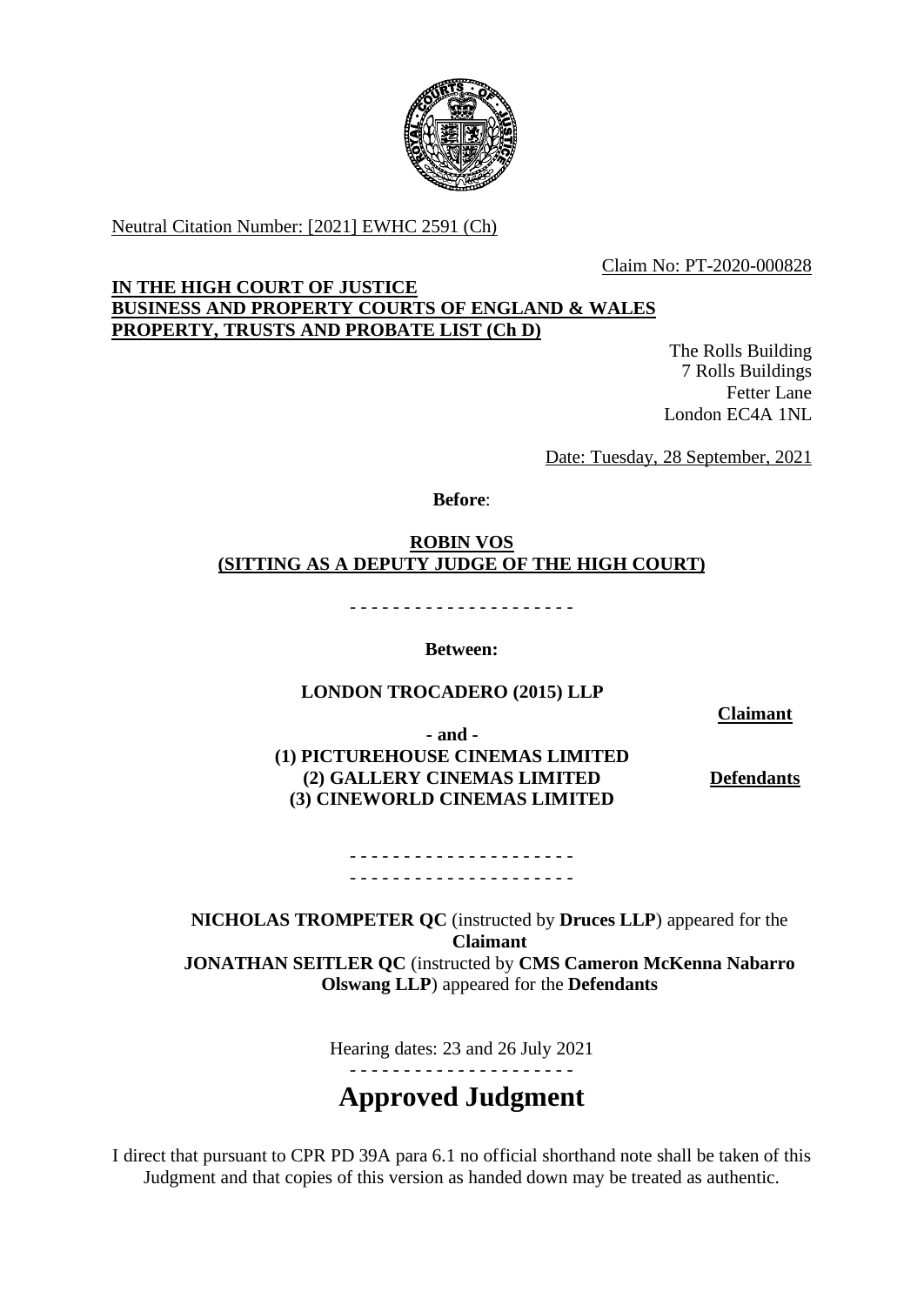Neutral Citation Number: [2021] EWHC 2591 (Ch)

Claim No: PT-2020-000828

**IN THE HIGH COURT OF JUSTICE**
**BUSINESS AND PROPERTY COURTS OF ENGLAND & WALES**
**PROPERTY, TRUSTS AND PROBATE LIST (Ch D)**

The Rolls Building
7 Rolls Buildings
Fetter Lane
London EC4A 1NL

Date: Tuesday, 28 September, 2021

**Before**:

**ROBIN VOS**
**(SITTING AS A DEPUTY JUDGE OF THE HIGH COURT)**

- - - - - - - - - - - - - - - - - - - - -

**Between:**

**LONDON TROCADERO (2015) LLP** — **Claimant**

**- and -**

**(1) PICTUREHOUSE CINEMAS LIMITED**
**(2) GALLERY CINEMAS LIMITED**
**(3) CINEWORLD CINEMAS LIMITED** — **Defendants**

- - - - - - - - - - - - - - - - - - - - -
- - - - - - - - - - - - - - - - - - - - -

**NICHOLAS TROMPETER QC** (instructed by **Druces LLP**) appeared for the **Claimant**
**JONATHAN SEITLER QC** (instructed by **CMS Cameron McKenna Nabarro Olswang LLP**) appeared for the **Defendants**

Hearing dates: 23 and 26 July 2021

- - - - - - - - - - - - - - - - - - - - -

# Approved Judgment

I direct that pursuant to CPR PD 39A para 6.1 no official shorthand note shall be taken of this Judgment and that copies of this version as handed down may be treated as authentic.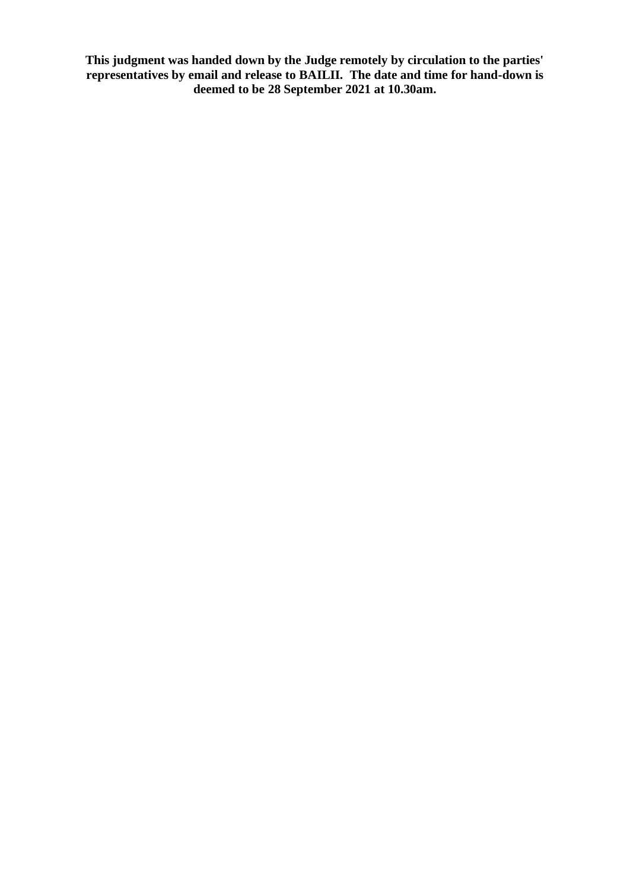**This judgment was handed down by the Judge remotely by circulation to the parties' representatives by email and release to BAILII. The date and time for hand-down is deemed to be 28 September 2021 at 10.30am.**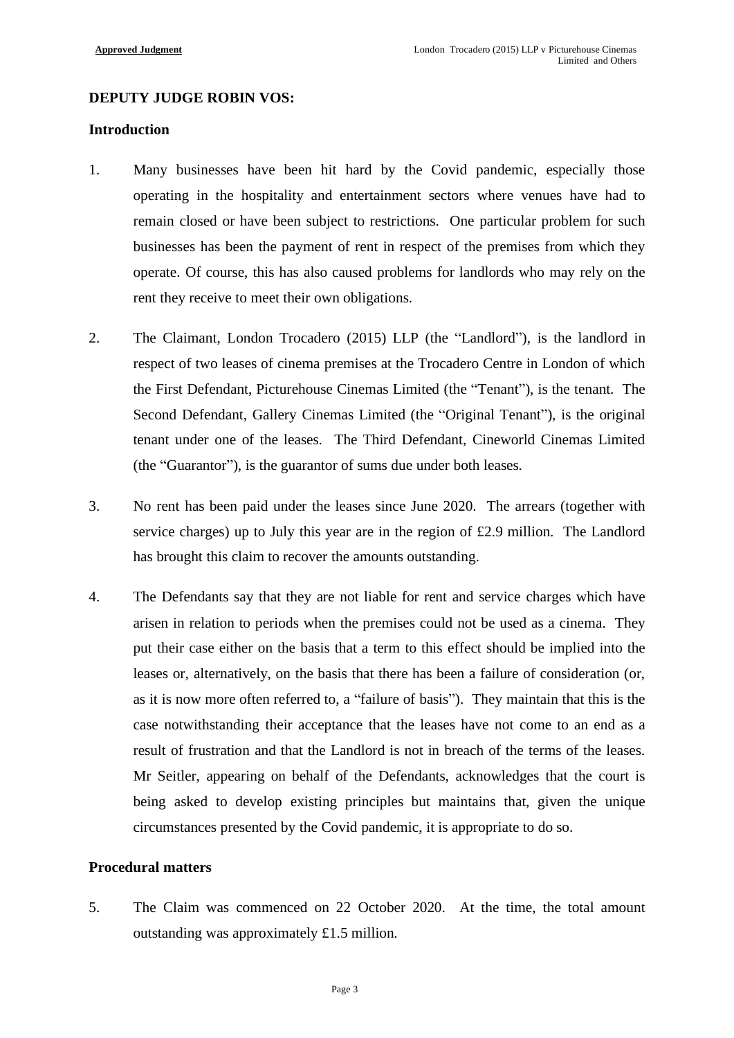**DEPUTY JUDGE ROBIN VOS:**

## Introduction

1. Many businesses have been hit hard by the Covid pandemic, especially those operating in the hospitality and entertainment sectors where venues have had to remain closed or have been subject to restrictions. One particular problem for such businesses has been the payment of rent in respect of the premises from which they operate. Of course, this has also caused problems for landlords who may rely on the rent they receive to meet their own obligations.

2. The Claimant, London Trocadero (2015) LLP (the "Landlord"), is the landlord in respect of two leases of cinema premises at the Trocadero Centre in London of which the First Defendant, Picturehouse Cinemas Limited (the "Tenant"), is the tenant. The Second Defendant, Gallery Cinemas Limited (the "Original Tenant"), is the original tenant under one of the leases. The Third Defendant, Cineworld Cinemas Limited (the "Guarantor"), is the guarantor of sums due under both leases.

3. No rent has been paid under the leases since June 2020. The arrears (together with service charges) up to July this year are in the region of £2.9 million. The Landlord has brought this claim to recover the amounts outstanding.

4. The Defendants say that they are not liable for rent and service charges which have arisen in relation to periods when the premises could not be used as a cinema. They put their case either on the basis that a term to this effect should be implied into the leases or, alternatively, on the basis that there has been a failure of consideration (or, as it is now more often referred to, a "failure of basis"). They maintain that this is the case notwithstanding their acceptance that the leases have not come to an end as a result of frustration and that the Landlord is not in breach of the terms of the leases. Mr Seitler, appearing on behalf of the Defendants, acknowledges that the court is being asked to develop existing principles but maintains that, given the unique circumstances presented by the Covid pandemic, it is appropriate to do so.

## Procedural matters

5. The Claim was commenced on 22 October 2020. At the time, the total amount outstanding was approximately £1.5 million.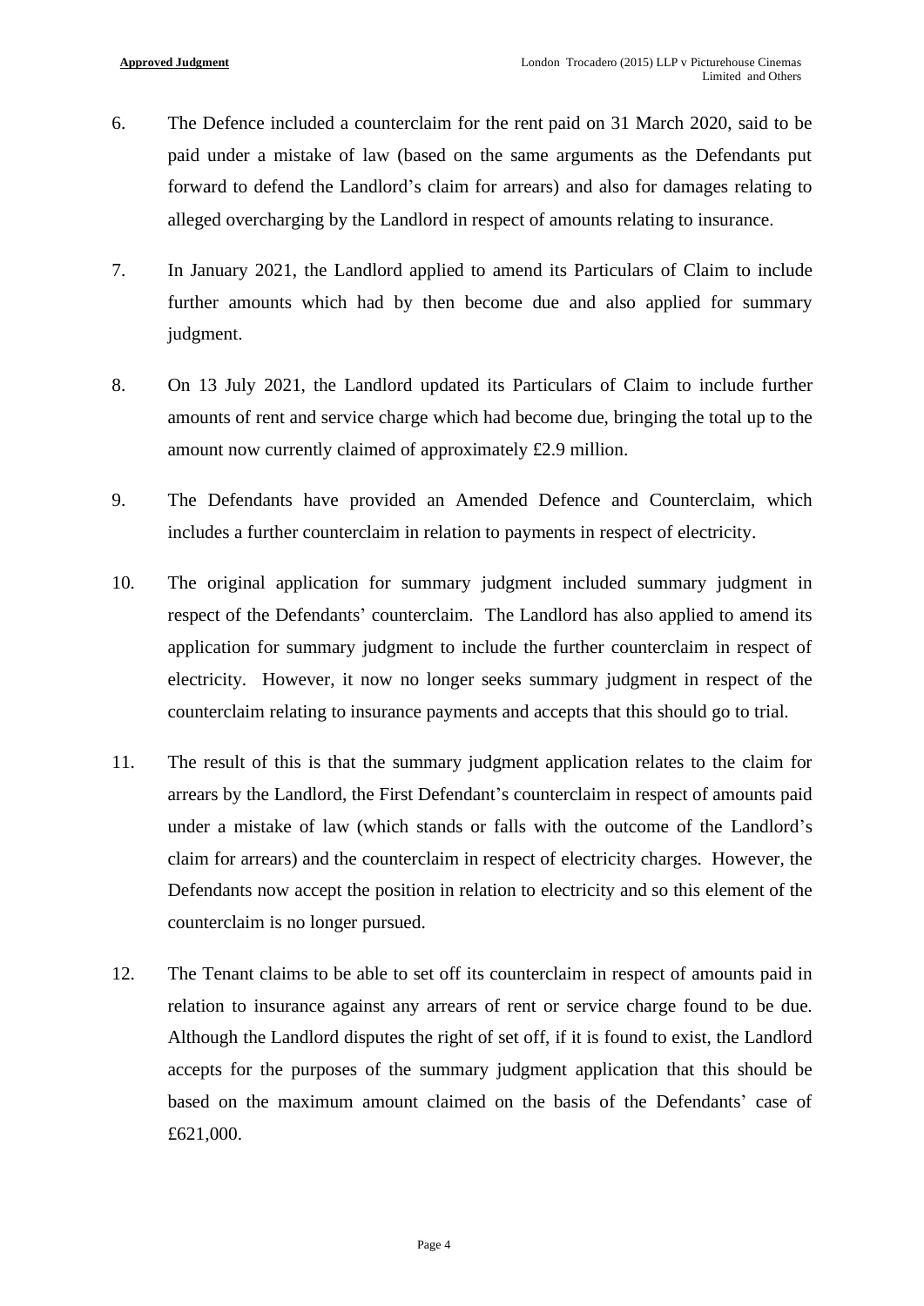6. The Defence included a counterclaim for the rent paid on 31 March 2020, said to be paid under a mistake of law (based on the same arguments as the Defendants put forward to defend the Landlord's claim for arrears) and also for damages relating to alleged overcharging by the Landlord in respect of amounts relating to insurance.

7. In January 2021, the Landlord applied to amend its Particulars of Claim to include further amounts which had by then become due and also applied for summary judgment.

8. On 13 July 2021, the Landlord updated its Particulars of Claim to include further amounts of rent and service charge which had become due, bringing the total up to the amount now currently claimed of approximately £2.9 million.

9. The Defendants have provided an Amended Defence and Counterclaim, which includes a further counterclaim in relation to payments in respect of electricity.

10. The original application for summary judgment included summary judgment in respect of the Defendants' counterclaim. The Landlord has also applied to amend its application for summary judgment to include the further counterclaim in respect of electricity. However, it now no longer seeks summary judgment in respect of the counterclaim relating to insurance payments and accepts that this should go to trial.

11. The result of this is that the summary judgment application relates to the claim for arrears by the Landlord, the First Defendant's counterclaim in respect of amounts paid under a mistake of law (which stands or falls with the outcome of the Landlord's claim for arrears) and the counterclaim in respect of electricity charges. However, the Defendants now accept the position in relation to electricity and so this element of the counterclaim is no longer pursued.

12. The Tenant claims to be able to set off its counterclaim in respect of amounts paid in relation to insurance against any arrears of rent or service charge found to be due. Although the Landlord disputes the right of set off, if it is found to exist, the Landlord accepts for the purposes of the summary judgment application that this should be based on the maximum amount claimed on the basis of the Defendants' case of £621,000.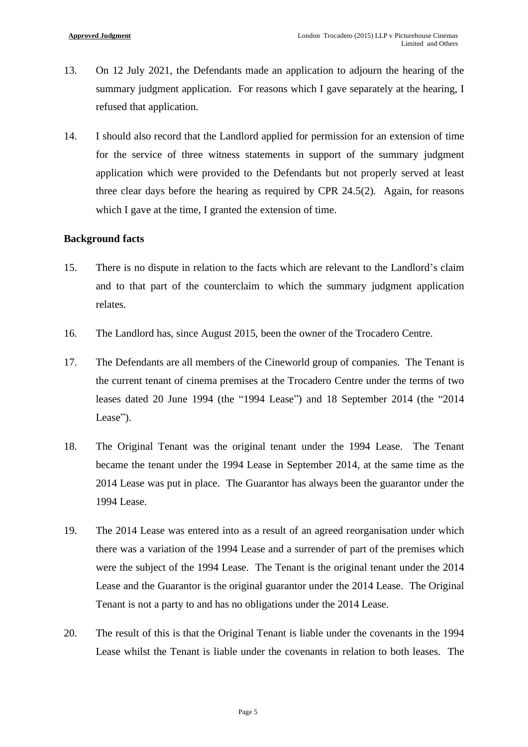13. On 12 July 2021, the Defendants made an application to adjourn the hearing of the summary judgment application. For reasons which I gave separately at the hearing, I refused that application.

14. I should also record that the Landlord applied for permission for an extension of time for the service of three witness statements in support of the summary judgment application which were provided to the Defendants but not properly served at least three clear days before the hearing as required by CPR 24.5(2). Again, for reasons which I gave at the time, I granted the extension of time.

**Background facts**

15. There is no dispute in relation to the facts which are relevant to the Landlord's claim and to that part of the counterclaim to which the summary judgment application relates.

16. The Landlord has, since August 2015, been the owner of the Trocadero Centre.

17. The Defendants are all members of the Cineworld group of companies. The Tenant is the current tenant of cinema premises at the Trocadero Centre under the terms of two leases dated 20 June 1994 (the "1994 Lease") and 18 September 2014 (the "2014 Lease").

18. The Original Tenant was the original tenant under the 1994 Lease. The Tenant became the tenant under the 1994 Lease in September 2014, at the same time as the 2014 Lease was put in place. The Guarantor has always been the guarantor under the 1994 Lease.

19. The 2014 Lease was entered into as a result of an agreed reorganisation under which there was a variation of the 1994 Lease and a surrender of part of the premises which were the subject of the 1994 Lease. The Tenant is the original tenant under the 2014 Lease and the Guarantor is the original guarantor under the 2014 Lease. The Original Tenant is not a party to and has no obligations under the 2014 Lease.

20. The result of this is that the Original Tenant is liable under the covenants in the 1994 Lease whilst the Tenant is liable under the covenants in relation to both leases. The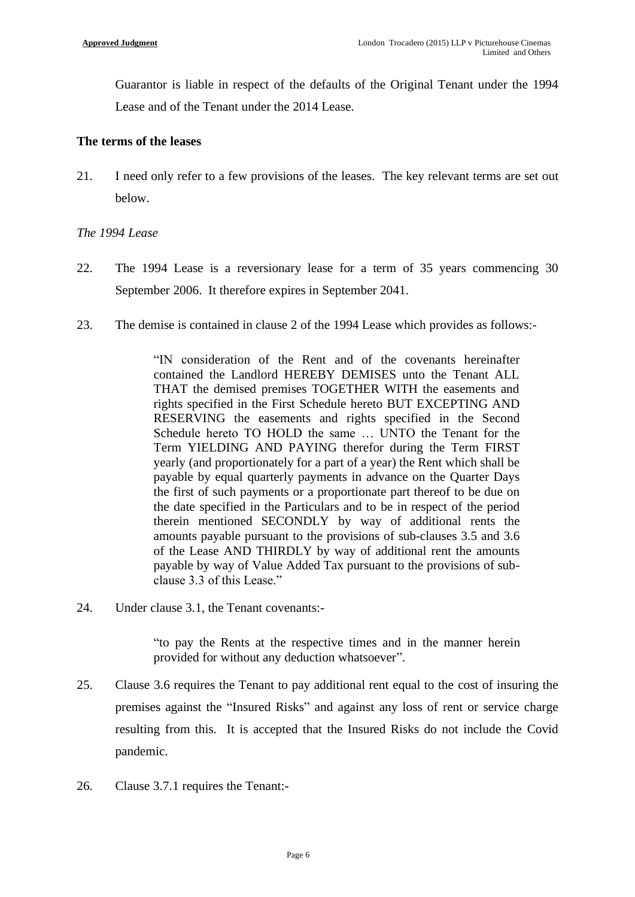Guarantor is liable in respect of the defaults of the Original Tenant under the 1994 Lease and of the Tenant under the 2014 Lease.

**The terms of the leases**

21. I need only refer to a few provisions of the leases. The key relevant terms are set out below.

*The 1994 Lease*

22. The 1994 Lease is a reversionary lease for a term of 35 years commencing 30 September 2006. It therefore expires in September 2041.

23. The demise is contained in clause 2 of the 1994 Lease which provides as follows:-

> "IN consideration of the Rent and of the covenants hereinafter contained the Landlord HEREBY DEMISES unto the Tenant ALL THAT the demised premises TOGETHER WITH the easements and rights specified in the First Schedule hereto BUT EXCEPTING AND RESERVING the easements and rights specified in the Second Schedule hereto TO HOLD the same … UNTO the Tenant for the Term YIELDING AND PAYING therefor during the Term FIRST yearly (and proportionately for a part of a year) the Rent which shall be payable by equal quarterly payments in advance on the Quarter Days the first of such payments or a proportionate part thereof to be due on the date specified in the Particulars and to be in respect of the period therein mentioned SECONDLY by way of additional rents the amounts payable pursuant to the provisions of sub-clauses 3.5 and 3.6 of the Lease AND THIRDLY by way of additional rent the amounts payable by way of Value Added Tax pursuant to the provisions of sub-clause 3.3 of this Lease."

24. Under clause 3.1, the Tenant covenants:-

> "to pay the Rents at the respective times and in the manner herein provided for without any deduction whatsoever".

25. Clause 3.6 requires the Tenant to pay additional rent equal to the cost of insuring the premises against the "Insured Risks" and against any loss of rent or service charge resulting from this. It is accepted that the Insured Risks do not include the Covid pandemic.

26. Clause 3.7.1 requires the Tenant:-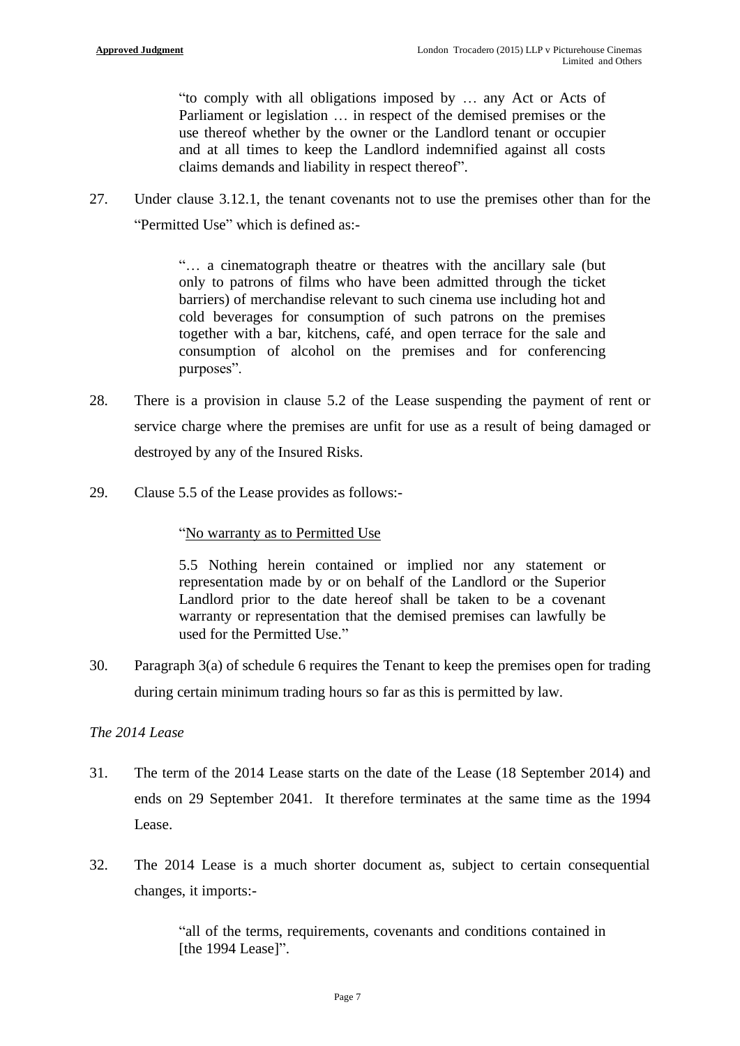> "to comply with all obligations imposed by … any Act or Acts of Parliament or legislation … in respect of the demised premises or the use thereof whether by the owner or the Landlord tenant or occupier and at all times to keep the Landlord indemnified against all costs claims demands and liability in respect thereof".

27. Under clause 3.12.1, the tenant covenants not to use the premises other than for the "Permitted Use" which is defined as:-

> "… a cinematograph theatre or theatres with the ancillary sale (but only to patrons of films who have been admitted through the ticket barriers) of merchandise relevant to such cinema use including hot and cold beverages for consumption of such patrons on the premises together with a bar, kitchens, café, and open terrace for the sale and consumption of alcohol on the premises and for conferencing purposes".

28. There is a provision in clause 5.2 of the Lease suspending the payment of rent or service charge where the premises are unfit for use as a result of being damaged or destroyed by any of the Insured Risks.

29. Clause 5.5 of the Lease provides as follows:-

> "No warranty as to Permitted Use
>
> 5.5 Nothing herein contained or implied nor any statement or representation made by or on behalf of the Landlord or the Superior Landlord prior to the date hereof shall be taken to be a covenant warranty or representation that the demised premises can lawfully be used for the Permitted Use."

30. Paragraph 3(a) of schedule 6 requires the Tenant to keep the premises open for trading during certain minimum trading hours so far as this is permitted by law.

*The 2014 Lease*

31. The term of the 2014 Lease starts on the date of the Lease (18 September 2014) and ends on 29 September 2041. It therefore terminates at the same time as the 1994 Lease.

32. The 2014 Lease is a much shorter document as, subject to certain consequential changes, it imports:-

> "all of the terms, requirements, covenants and conditions contained in [the 1994 Lease]".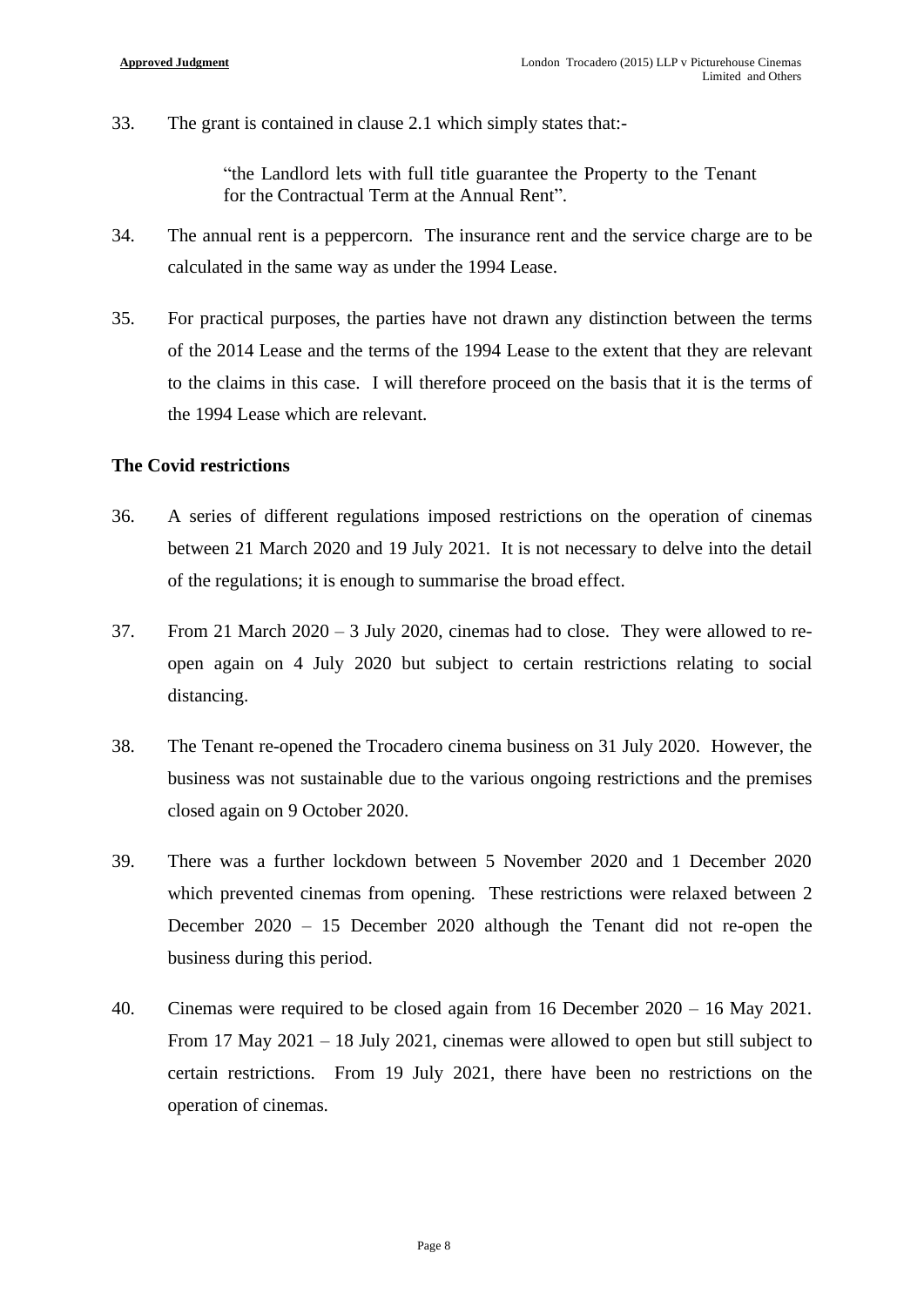33. The grant is contained in clause 2.1 which simply states that:-

> "the Landlord lets with full title guarantee the Property to the Tenant for the Contractual Term at the Annual Rent".

34. The annual rent is a peppercorn. The insurance rent and the service charge are to be calculated in the same way as under the 1994 Lease.

35. For practical purposes, the parties have not drawn any distinction between the terms of the 2014 Lease and the terms of the 1994 Lease to the extent that they are relevant to the claims in this case. I will therefore proceed on the basis that it is the terms of the 1994 Lease which are relevant.

**The Covid restrictions**

36. A series of different regulations imposed restrictions on the operation of cinemas between 21 March 2020 and 19 July 2021. It is not necessary to delve into the detail of the regulations; it is enough to summarise the broad effect.

37. From 21 March 2020 – 3 July 2020, cinemas had to close. They were allowed to re-open again on 4 July 2020 but subject to certain restrictions relating to social distancing.

38. The Tenant re-opened the Trocadero cinema business on 31 July 2020. However, the business was not sustainable due to the various ongoing restrictions and the premises closed again on 9 October 2020.

39. There was a further lockdown between 5 November 2020 and 1 December 2020 which prevented cinemas from opening. These restrictions were relaxed between 2 December 2020 – 15 December 2020 although the Tenant did not re-open the business during this period.

40. Cinemas were required to be closed again from 16 December 2020 – 16 May 2021. From 17 May 2021 – 18 July 2021, cinemas were allowed to open but still subject to certain restrictions. From 19 July 2021, there have been no restrictions on the operation of cinemas.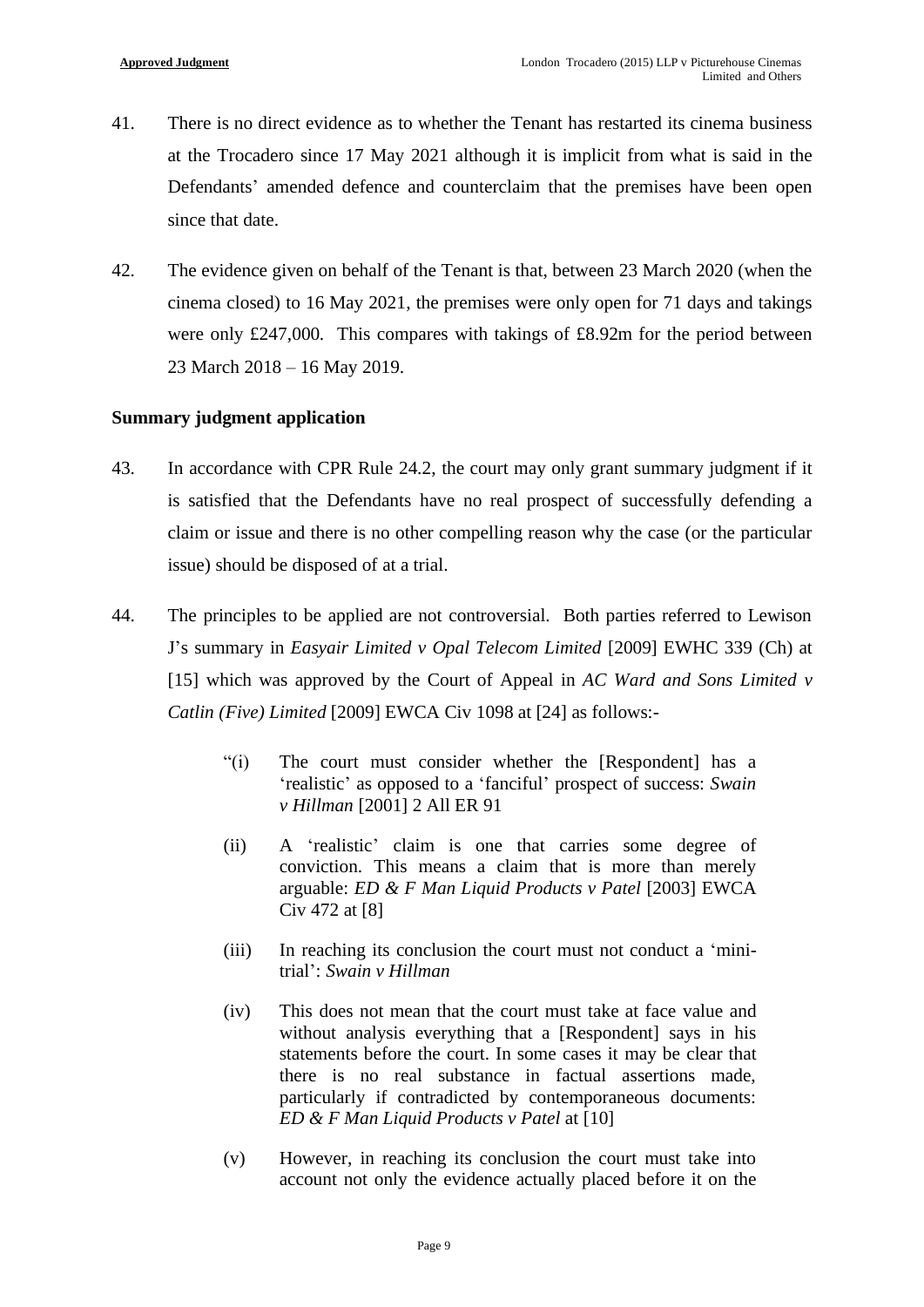41. There is no direct evidence as to whether the Tenant has restarted its cinema business at the Trocadero since 17 May 2021 although it is implicit from what is said in the Defendants' amended defence and counterclaim that the premises have been open since that date.

42. The evidence given on behalf of the Tenant is that, between 23 March 2020 (when the cinema closed) to 16 May 2021, the premises were only open for 71 days and takings were only £247,000. This compares with takings of £8.92m for the period between 23 March 2018 – 16 May 2019.

**Summary judgment application**

43. In accordance with CPR Rule 24.2, the court may only grant summary judgment if it is satisfied that the Defendants have no real prospect of successfully defending a claim or issue and there is no other compelling reason why the case (or the particular issue) should be disposed of at a trial.

44. The principles to be applied are not controversial. Both parties referred to Lewison J's summary in *Easyair Limited v Opal Telecom Limited* [2009] EWHC 339 (Ch) at [15] which was approved by the Court of Appeal in *AC Ward and Sons Limited v Catlin (Five) Limited* [2009] EWCA Civ 1098 at [24] as follows:-

> "(i) The court must consider whether the [Respondent] has a 'realistic' as opposed to a 'fanciful' prospect of success: *Swain v Hillman* [2001] 2 All ER 91
>
> (ii) A 'realistic' claim is one that carries some degree of conviction. This means a claim that is more than merely arguable: *ED & F Man Liquid Products v Patel* [2003] EWCA Civ 472 at [8]
>
> (iii) In reaching its conclusion the court must not conduct a 'mini-trial': *Swain v Hillman*
>
> (iv) This does not mean that the court must take at face value and without analysis everything that a [Respondent] says in his statements before the court. In some cases it may be clear that there is no real substance in factual assertions made, particularly if contradicted by contemporaneous documents: *ED & F Man Liquid Products v Patel* at [10]
>
> (v) However, in reaching its conclusion the court must take into account not only the evidence actually placed before it on the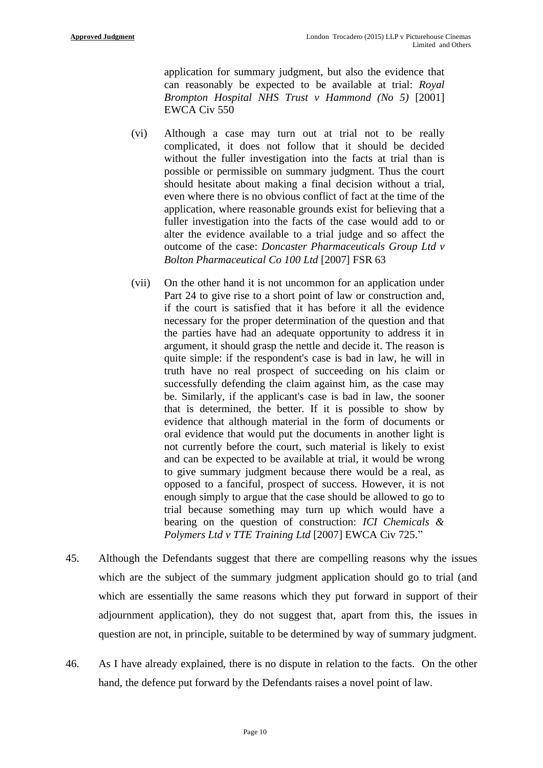application for summary judgment, but also the evidence that can reasonably be expected to be available at trial: *Royal Brompton Hospital NHS Trust v Hammond (No 5)* [2001] EWCA Civ 550

(vi) Although a case may turn out at trial not to be really complicated, it does not follow that it should be decided without the fuller investigation into the facts at trial than is possible or permissible on summary judgment. Thus the court should hesitate about making a final decision without a trial, even where there is no obvious conflict of fact at the time of the application, where reasonable grounds exist for believing that a fuller investigation into the facts of the case would add to or alter the evidence available to a trial judge and so affect the outcome of the case: *Doncaster Pharmaceuticals Group Ltd v Bolton Pharmaceutical Co 100 Ltd* [2007] FSR 63

(vii) On the other hand it is not uncommon for an application under Part 24 to give rise to a short point of law or construction and, if the court is satisfied that it has before it all the evidence necessary for the proper determination of the question and that the parties have had an adequate opportunity to address it in argument, it should grasp the nettle and decide it. The reason is quite simple: if the respondent's case is bad in law, he will in truth have no real prospect of succeeding on his claim or successfully defending the claim against him, as the case may be. Similarly, if the applicant's case is bad in law, the sooner that is determined, the better. If it is possible to show by evidence that although material in the form of documents or oral evidence that would put the documents in another light is not currently before the court, such material is likely to exist and can be expected to be available at trial, it would be wrong to give summary judgment because there would be a real, as opposed to a fanciful, prospect of success. However, it is not enough simply to argue that the case should be allowed to go to trial because something may turn up which would have a bearing on the question of construction: *ICI Chemicals & Polymers Ltd v TTE Training Ltd* [2007] EWCA Civ 725."

45. Although the Defendants suggest that there are compelling reasons why the issues which are the subject of the summary judgment application should go to trial (and which are essentially the same reasons which they put forward in support of their adjournment application), they do not suggest that, apart from this, the issues in question are not, in principle, suitable to be determined by way of summary judgment.

46. As I have already explained, there is no dispute in relation to the facts. On the other hand, the defence put forward by the Defendants raises a novel point of law.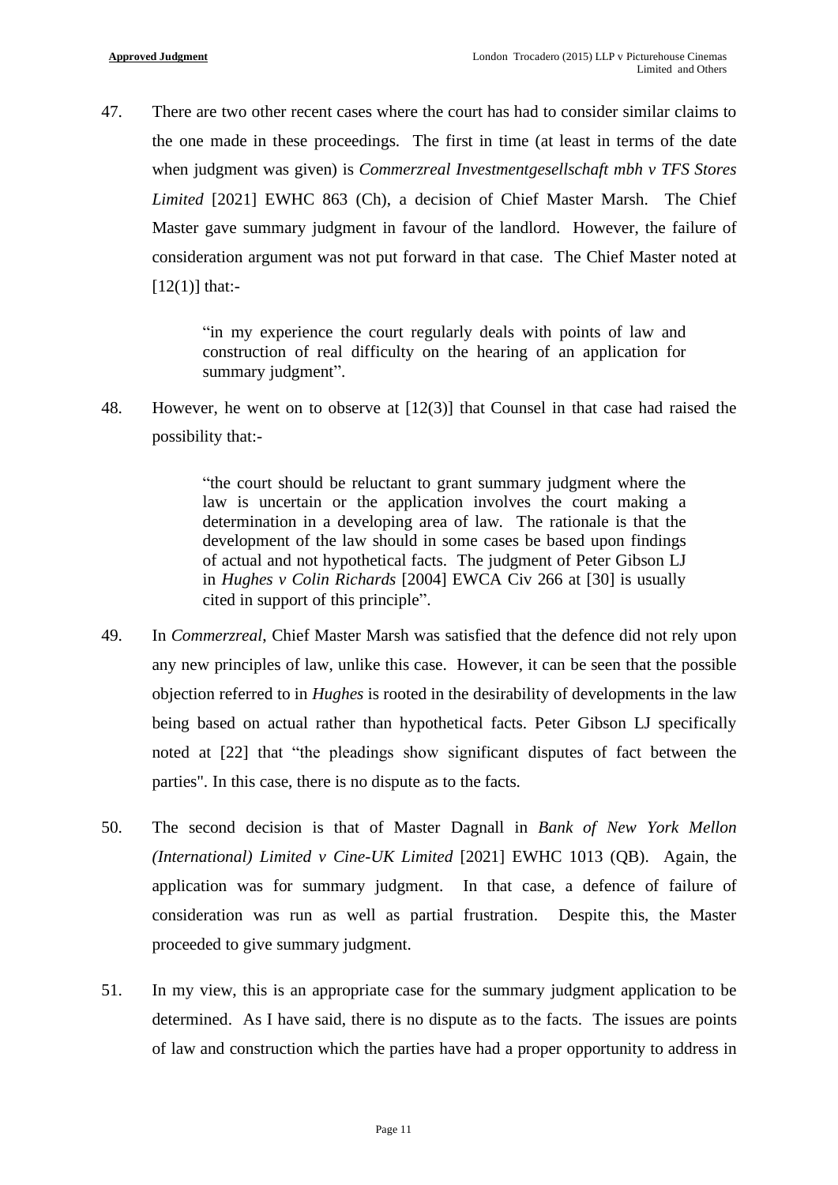47. There are two other recent cases where the court has had to consider similar claims to the one made in these proceedings. The first in time (at least in terms of the date when judgment was given) is *Commerzreal Investmentgesellschaft mbh v TFS Stores Limited* [2021] EWHC 863 (Ch), a decision of Chief Master Marsh. The Chief Master gave summary judgment in favour of the landlord. However, the failure of consideration argument was not put forward in that case. The Chief Master noted at [12(1)] that:-

> "in my experience the court regularly deals with points of law and construction of real difficulty on the hearing of an application for summary judgment".

48. However, he went on to observe at [12(3)] that Counsel in that case had raised the possibility that:-

> "the court should be reluctant to grant summary judgment where the law is uncertain or the application involves the court making a determination in a developing area of law. The rationale is that the development of the law should in some cases be based upon findings of actual and not hypothetical facts. The judgment of Peter Gibson LJ in *Hughes v Colin Richards* [2004] EWCA Civ 266 at [30] is usually cited in support of this principle".

49. In *Commerzreal*, Chief Master Marsh was satisfied that the defence did not rely upon any new principles of law, unlike this case. However, it can be seen that the possible objection referred to in *Hughes* is rooted in the desirability of developments in the law being based on actual rather than hypothetical facts. Peter Gibson LJ specifically noted at [22] that "the pleadings show significant disputes of fact between the parties". In this case, there is no dispute as to the facts.

50. The second decision is that of Master Dagnall in *Bank of New York Mellon (International) Limited v Cine-UK Limited* [2021] EWHC 1013 (QB). Again, the application was for summary judgment. In that case, a defence of failure of consideration was run as well as partial frustration. Despite this, the Master proceeded to give summary judgment.

51. In my view, this is an appropriate case for the summary judgment application to be determined. As I have said, there is no dispute as to the facts. The issues are points of law and construction which the parties have had a proper opportunity to address in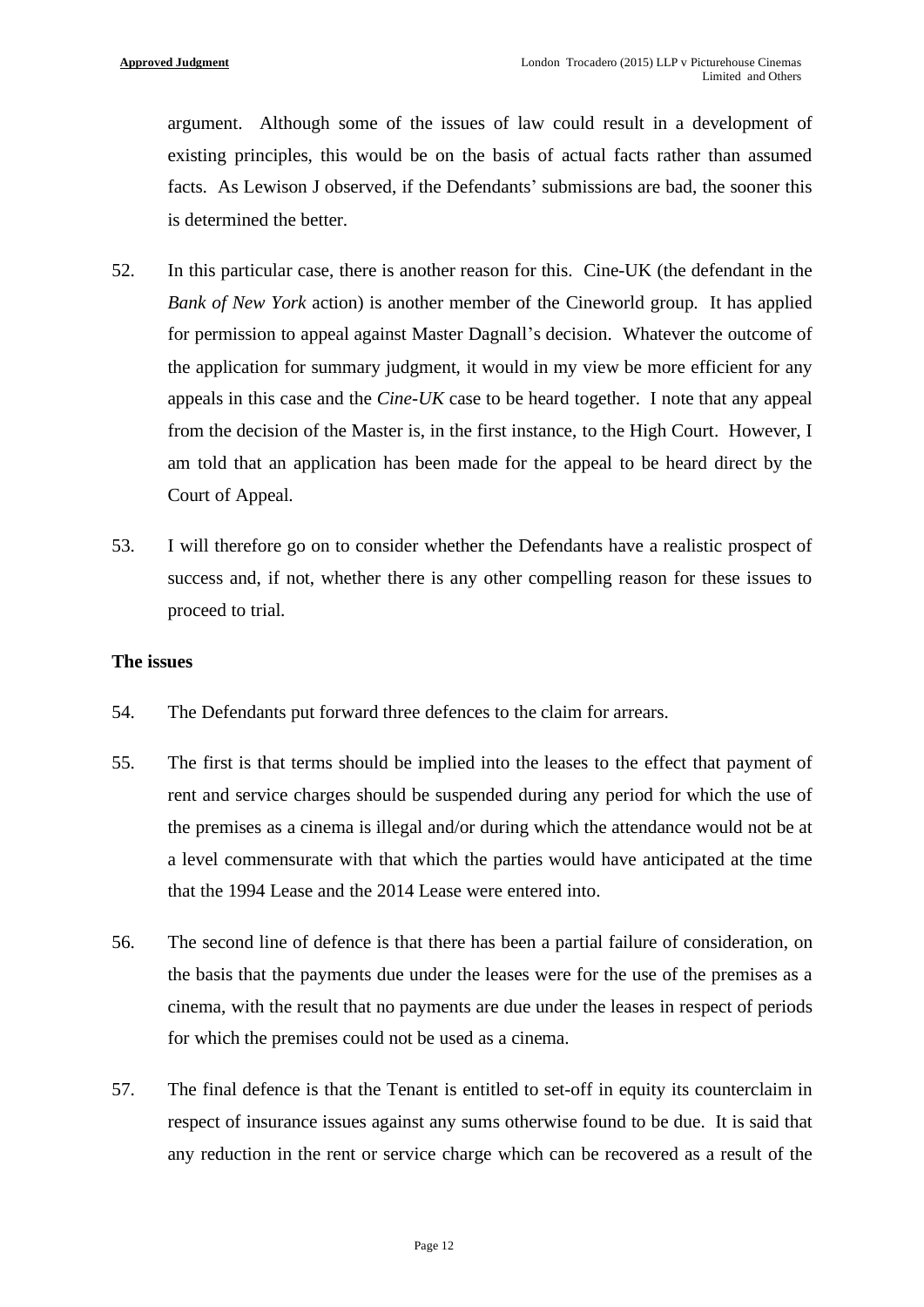argument. Although some of the issues of law could result in a development of existing principles, this would be on the basis of actual facts rather than assumed facts. As Lewison J observed, if the Defendants' submissions are bad, the sooner this is determined the better.

52. In this particular case, there is another reason for this. Cine-UK (the defendant in the *Bank of New York* action) is another member of the Cineworld group. It has applied for permission to appeal against Master Dagnall's decision. Whatever the outcome of the application for summary judgment, it would in my view be more efficient for any appeals in this case and the *Cine-UK* case to be heard together. I note that any appeal from the decision of the Master is, in the first instance, to the High Court. However, I am told that an application has been made for the appeal to be heard direct by the Court of Appeal.

53. I will therefore go on to consider whether the Defendants have a realistic prospect of success and, if not, whether there is any other compelling reason for these issues to proceed to trial.

**The issues**

54. The Defendants put forward three defences to the claim for arrears.

55. The first is that terms should be implied into the leases to the effect that payment of rent and service charges should be suspended during any period for which the use of the premises as a cinema is illegal and/or during which the attendance would not be at a level commensurate with that which the parties would have anticipated at the time that the 1994 Lease and the 2014 Lease were entered into.

56. The second line of defence is that there has been a partial failure of consideration, on the basis that the payments due under the leases were for the use of the premises as a cinema, with the result that no payments are due under the leases in respect of periods for which the premises could not be used as a cinema.

57. The final defence is that the Tenant is entitled to set-off in equity its counterclaim in respect of insurance issues against any sums otherwise found to be due. It is said that any reduction in the rent or service charge which can be recovered as a result of the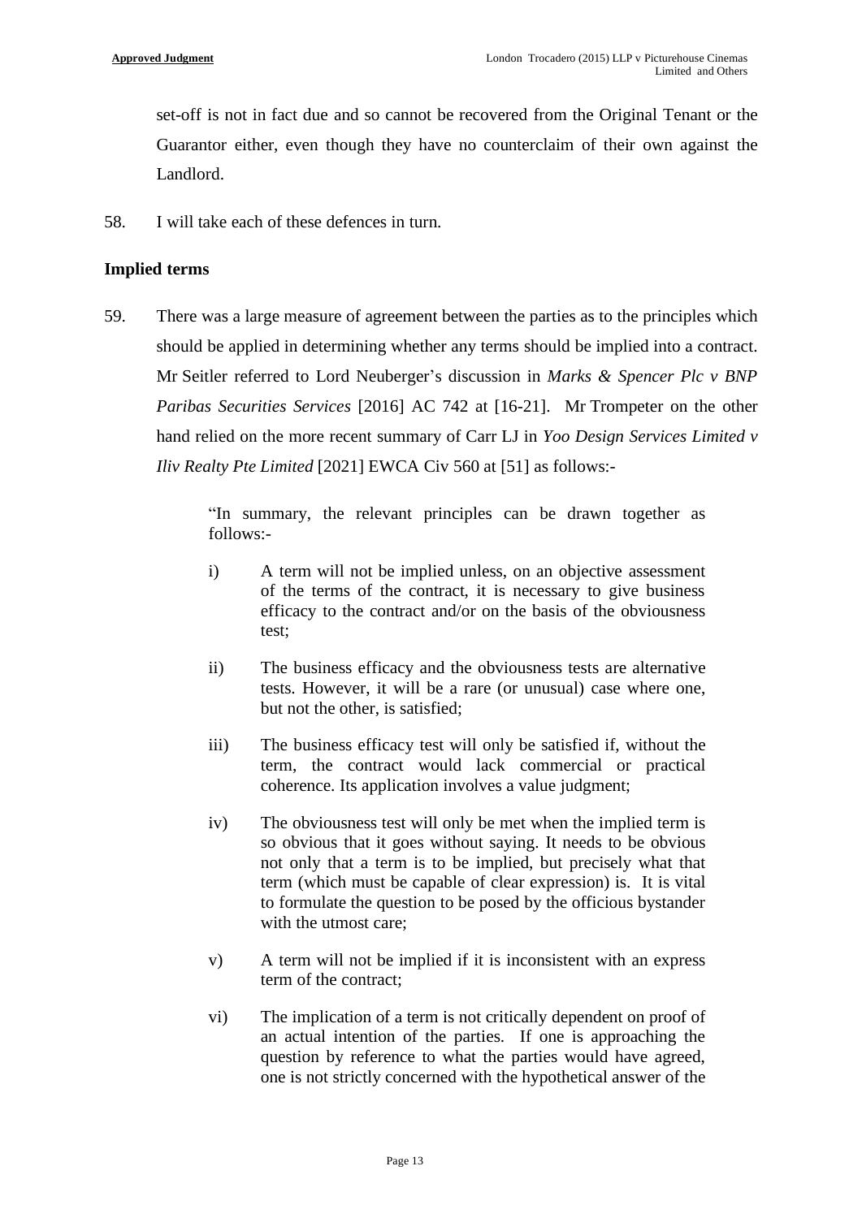set-off is not in fact due and so cannot be recovered from the Original Tenant or the Guarantor either, even though they have no counterclaim of their own against the Landlord.

58. I will take each of these defences in turn.

**Implied terms**

59. There was a large measure of agreement between the parties as to the principles which should be applied in determining whether any terms should be implied into a contract. Mr Seitler referred to Lord Neuberger's discussion in *Marks & Spencer Plc v BNP Paribas Securities Services* [2016] AC 742 at [16-21]. Mr Trompeter on the other hand relied on the more recent summary of Carr LJ in *Yoo Design Services Limited v Iliv Realty Pte Limited* [2021] EWCA Civ 560 at [51] as follows:-

> "In summary, the relevant principles can be drawn together as follows:-
>
> i) A term will not be implied unless, on an objective assessment of the terms of the contract, it is necessary to give business efficacy to the contract and/or on the basis of the obviousness test;
>
> ii) The business efficacy and the obviousness tests are alternative tests. However, it will be a rare (or unusual) case where one, but not the other, is satisfied;
>
> iii) The business efficacy test will only be satisfied if, without the term, the contract would lack commercial or practical coherence. Its application involves a value judgment;
>
> iv) The obviousness test will only be met when the implied term is so obvious that it goes without saying. It needs to be obvious not only that a term is to be implied, but precisely what that term (which must be capable of clear expression) is. It is vital to formulate the question to be posed by the officious bystander with the utmost care;
>
> v) A term will not be implied if it is inconsistent with an express term of the contract;
>
> vi) The implication of a term is not critically dependent on proof of an actual intention of the parties. If one is approaching the question by reference to what the parties would have agreed, one is not strictly concerned with the hypothetical answer of the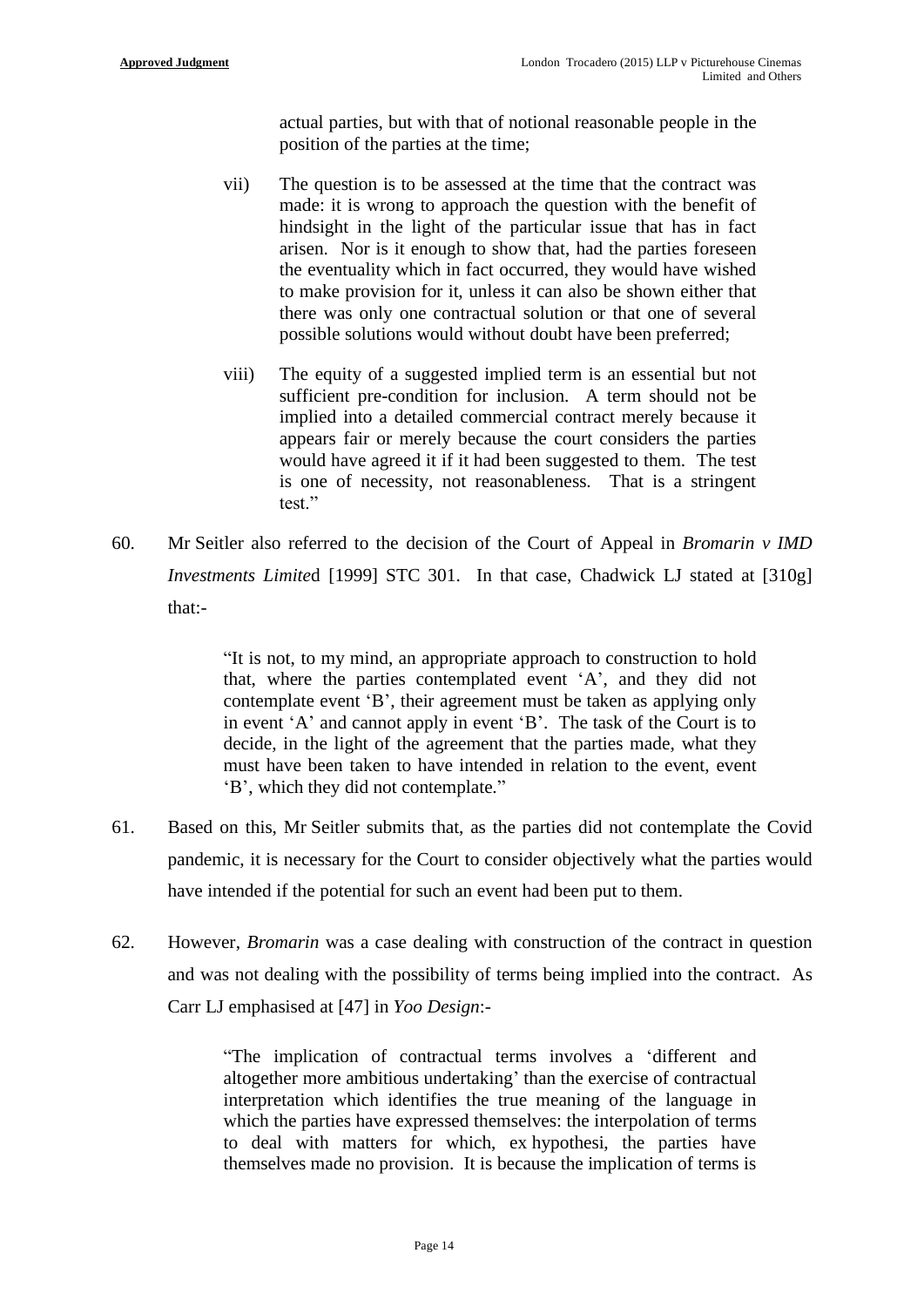actual parties, but with that of notional reasonable people in the position of the parties at the time;

vii) The question is to be assessed at the time that the contract was made: it is wrong to approach the question with the benefit of hindsight in the light of the particular issue that has in fact arisen. Nor is it enough to show that, had the parties foreseen the eventuality which in fact occurred, they would have wished to make provision for it, unless it can also be shown either that there was only one contractual solution or that one of several possible solutions would without doubt have been preferred;

viii) The equity of a suggested implied term is an essential but not sufficient pre-condition for inclusion. A term should not be implied into a detailed commercial contract merely because it appears fair or merely because the court considers the parties would have agreed it if it had been suggested to them. The test is one of necessity, not reasonableness. That is a stringent test."

60. Mr Seitler also referred to the decision of the Court of Appeal in *Bromarin v IMD Investments Limite*d [1999] STC 301. In that case, Chadwick LJ stated at [310g] that:-

> "It is not, to my mind, an appropriate approach to construction to hold that, where the parties contemplated event 'A', and they did not contemplate event 'B', their agreement must be taken as applying only in event 'A' and cannot apply in event 'B'. The task of the Court is to decide, in the light of the agreement that the parties made, what they must have been taken to have intended in relation to the event, event 'B', which they did not contemplate."

61. Based on this, Mr Seitler submits that, as the parties did not contemplate the Covid pandemic, it is necessary for the Court to consider objectively what the parties would have intended if the potential for such an event had been put to them.

62. However, *Bromarin* was a case dealing with construction of the contract in question and was not dealing with the possibility of terms being implied into the contract. As Carr LJ emphasised at [47] in *Yoo Design*:-

> "The implication of contractual terms involves a 'different and altogether more ambitious undertaking' than the exercise of contractual interpretation which identifies the true meaning of the language in which the parties have expressed themselves: the interpolation of terms to deal with matters for which, ex hypothesi, the parties have themselves made no provision. It is because the implication of terms is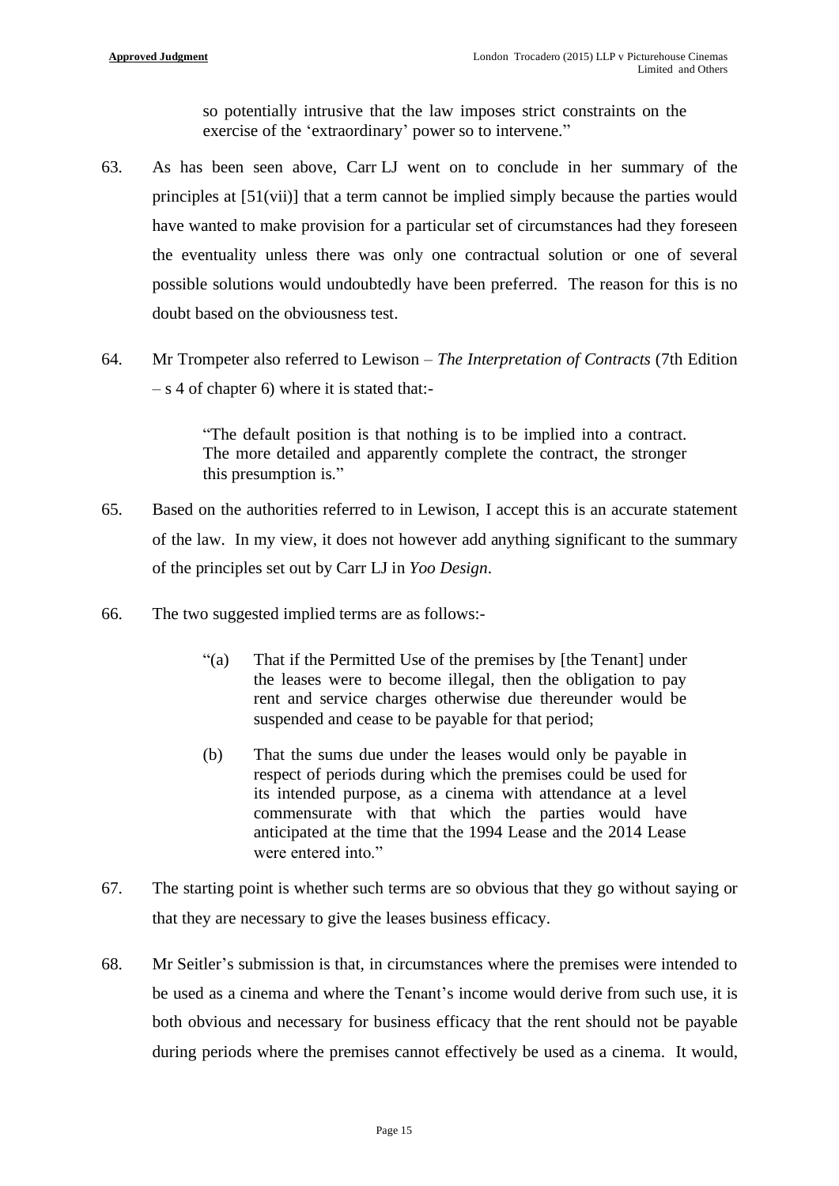so potentially intrusive that the law imposes strict constraints on the exercise of the 'extraordinary' power so to intervene."

63. As has been seen above, Carr LJ went on to conclude in her summary of the principles at [51(vii)] that a term cannot be implied simply because the parties would have wanted to make provision for a particular set of circumstances had they foreseen the eventuality unless there was only one contractual solution or one of several possible solutions would undoubtedly have been preferred. The reason for this is no doubt based on the obviousness test.

64. Mr Trompeter also referred to Lewison – *The Interpretation of Contracts* (7th Edition – s 4 of chapter 6) where it is stated that:-

> "The default position is that nothing is to be implied into a contract. The more detailed and apparently complete the contract, the stronger this presumption is."

65. Based on the authorities referred to in Lewison, I accept this is an accurate statement of the law. In my view, it does not however add anything significant to the summary of the principles set out by Carr LJ in *Yoo Design*.

66. The two suggested implied terms are as follows:-

> "(a) That if the Permitted Use of the premises by [the Tenant] under the leases were to become illegal, then the obligation to pay rent and service charges otherwise due thereunder would be suspended and cease to be payable for that period;
>
> (b) That the sums due under the leases would only be payable in respect of periods during which the premises could be used for its intended purpose, as a cinema with attendance at a level commensurate with that which the parties would have anticipated at the time that the 1994 Lease and the 2014 Lease were entered into."

67. The starting point is whether such terms are so obvious that they go without saying or that they are necessary to give the leases business efficacy.

68. Mr Seitler's submission is that, in circumstances where the premises were intended to be used as a cinema and where the Tenant's income would derive from such use, it is both obvious and necessary for business efficacy that the rent should not be payable during periods where the premises cannot effectively be used as a cinema. It would,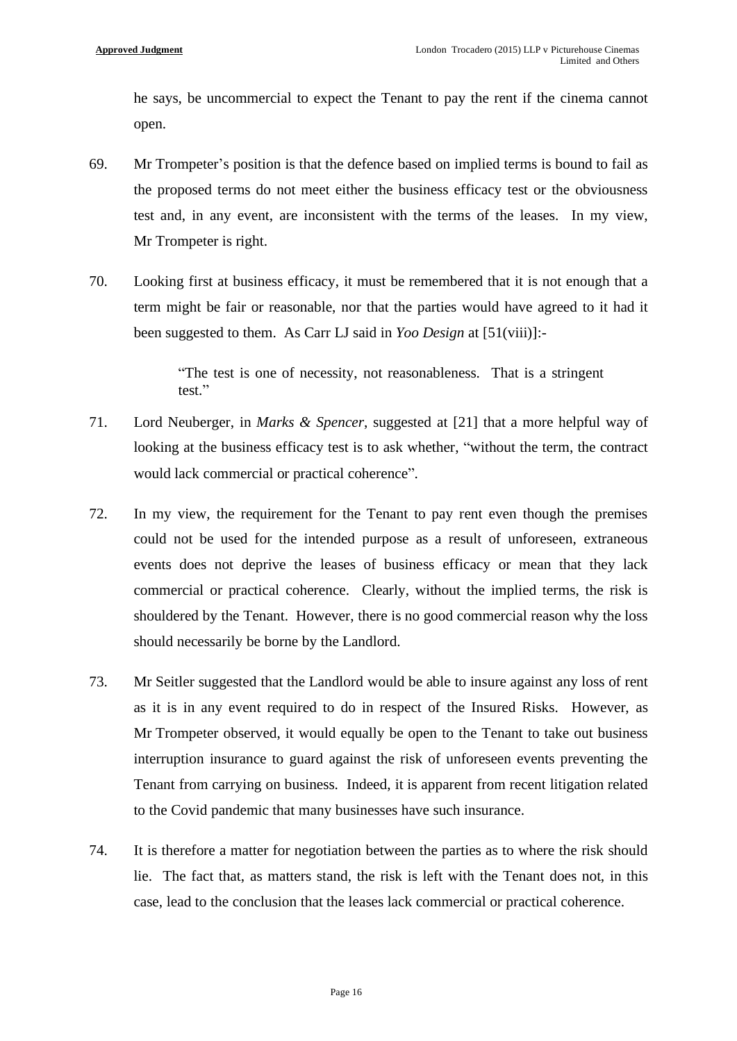he says, be uncommercial to expect the Tenant to pay the rent if the cinema cannot open.

69. Mr Trompeter's position is that the defence based on implied terms is bound to fail as the proposed terms do not meet either the business efficacy test or the obviousness test and, in any event, are inconsistent with the terms of the leases. In my view, Mr Trompeter is right.

70. Looking first at business efficacy, it must be remembered that it is not enough that a term might be fair or reasonable, nor that the parties would have agreed to it had it been suggested to them. As Carr LJ said in *Yoo Design* at [51(viii)]:-

> "The test is one of necessity, not reasonableness. That is a stringent test."

71. Lord Neuberger, in *Marks & Spencer*, suggested at [21] that a more helpful way of looking at the business efficacy test is to ask whether, "without the term, the contract would lack commercial or practical coherence".

72. In my view, the requirement for the Tenant to pay rent even though the premises could not be used for the intended purpose as a result of unforeseen, extraneous events does not deprive the leases of business efficacy or mean that they lack commercial or practical coherence. Clearly, without the implied terms, the risk is shouldered by the Tenant. However, there is no good commercial reason why the loss should necessarily be borne by the Landlord.

73. Mr Seitler suggested that the Landlord would be able to insure against any loss of rent as it is in any event required to do in respect of the Insured Risks. However, as Mr Trompeter observed, it would equally be open to the Tenant to take out business interruption insurance to guard against the risk of unforeseen events preventing the Tenant from carrying on business. Indeed, it is apparent from recent litigation related to the Covid pandemic that many businesses have such insurance.

74. It is therefore a matter for negotiation between the parties as to where the risk should lie. The fact that, as matters stand, the risk is left with the Tenant does not, in this case, lead to the conclusion that the leases lack commercial or practical coherence.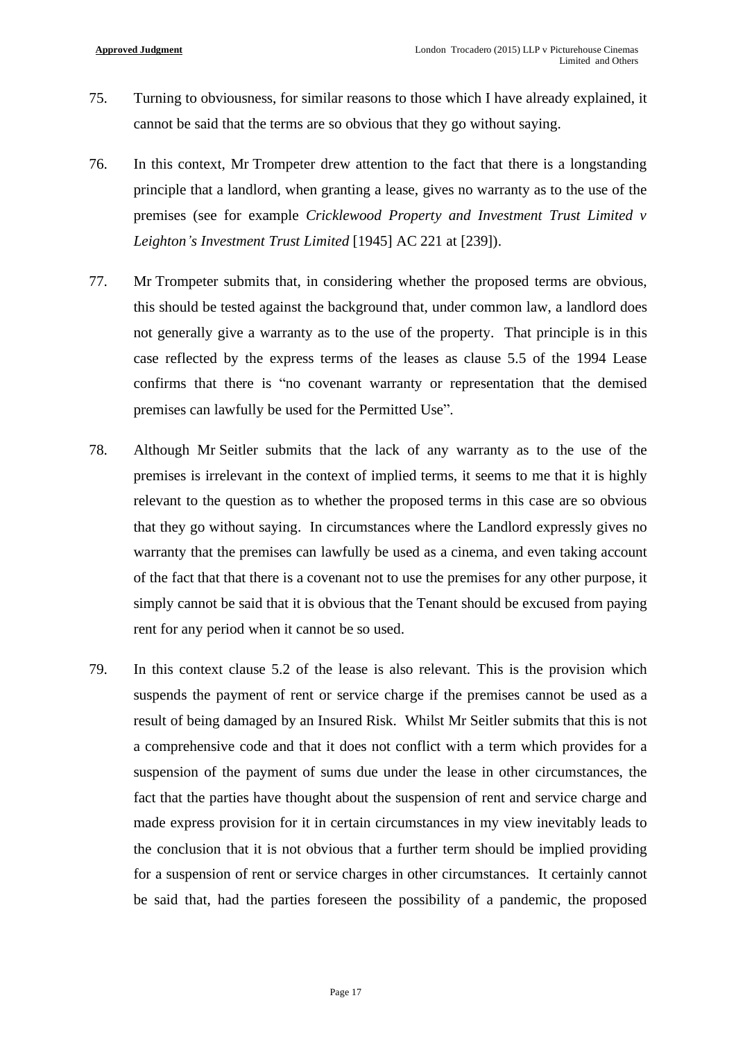75. Turning to obviousness, for similar reasons to those which I have already explained, it cannot be said that the terms are so obvious that they go without saying.

76. In this context, Mr Trompeter drew attention to the fact that there is a longstanding principle that a landlord, when granting a lease, gives no warranty as to the use of the premises (see for example *Cricklewood Property and Investment Trust Limited v Leighton's Investment Trust Limited* [1945] AC 221 at [239]).

77. Mr Trompeter submits that, in considering whether the proposed terms are obvious, this should be tested against the background that, under common law, a landlord does not generally give a warranty as to the use of the property. That principle is in this case reflected by the express terms of the leases as clause 5.5 of the 1994 Lease confirms that there is "no covenant warranty or representation that the demised premises can lawfully be used for the Permitted Use".

78. Although Mr Seitler submits that the lack of any warranty as to the use of the premises is irrelevant in the context of implied terms, it seems to me that it is highly relevant to the question as to whether the proposed terms in this case are so obvious that they go without saying. In circumstances where the Landlord expressly gives no warranty that the premises can lawfully be used as a cinema, and even taking account of the fact that that there is a covenant not to use the premises for any other purpose, it simply cannot be said that it is obvious that the Tenant should be excused from paying rent for any period when it cannot be so used.

79. In this context clause 5.2 of the lease is also relevant. This is the provision which suspends the payment of rent or service charge if the premises cannot be used as a result of being damaged by an Insured Risk. Whilst Mr Seitler submits that this is not a comprehensive code and that it does not conflict with a term which provides for a suspension of the payment of sums due under the lease in other circumstances, the fact that the parties have thought about the suspension of rent and service charge and made express provision for it in certain circumstances in my view inevitably leads to the conclusion that it is not obvious that a further term should be implied providing for a suspension of rent or service charges in other circumstances. It certainly cannot be said that, had the parties foreseen the possibility of a pandemic, the proposed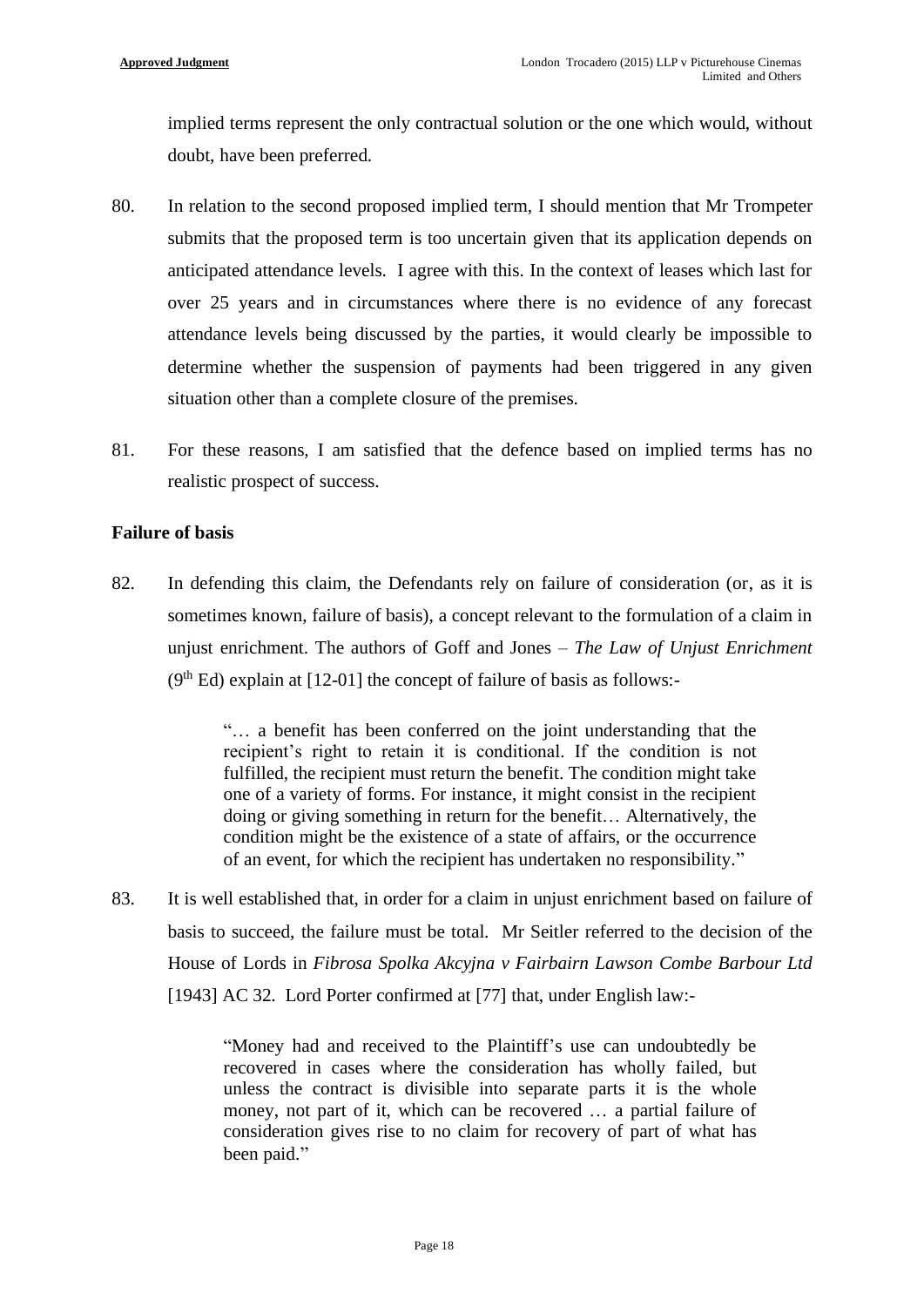implied terms represent the only contractual solution or the one which would, without doubt, have been preferred.

80. In relation to the second proposed implied term, I should mention that Mr Trompeter submits that the proposed term is too uncertain given that its application depends on anticipated attendance levels. I agree with this. In the context of leases which last for over 25 years and in circumstances where there is no evidence of any forecast attendance levels being discussed by the parties, it would clearly be impossible to determine whether the suspension of payments had been triggered in any given situation other than a complete closure of the premises.

81. For these reasons, I am satisfied that the defence based on implied terms has no realistic prospect of success.

**Failure of basis**

82. In defending this claim, the Defendants rely on failure of consideration (or, as it is sometimes known, failure of basis), a concept relevant to the formulation of a claim in unjust enrichment. The authors of Goff and Jones – *The Law of Unjust Enrichment* (9th Ed) explain at [12-01] the concept of failure of basis as follows:-

> "… a benefit has been conferred on the joint understanding that the recipient's right to retain it is conditional. If the condition is not fulfilled, the recipient must return the benefit. The condition might take one of a variety of forms. For instance, it might consist in the recipient doing or giving something in return for the benefit… Alternatively, the condition might be the existence of a state of affairs, or the occurrence of an event, for which the recipient has undertaken no responsibility."

83. It is well established that, in order for a claim in unjust enrichment based on failure of basis to succeed, the failure must be total. Mr Seitler referred to the decision of the House of Lords in *Fibrosa Spolka Akcyjna v Fairbairn Lawson Combe Barbour Ltd* [1943] AC 32. Lord Porter confirmed at [77] that, under English law:-

> "Money had and received to the Plaintiff's use can undoubtedly be recovered in cases where the consideration has wholly failed, but unless the contract is divisible into separate parts it is the whole money, not part of it, which can be recovered … a partial failure of consideration gives rise to no claim for recovery of part of what has been paid."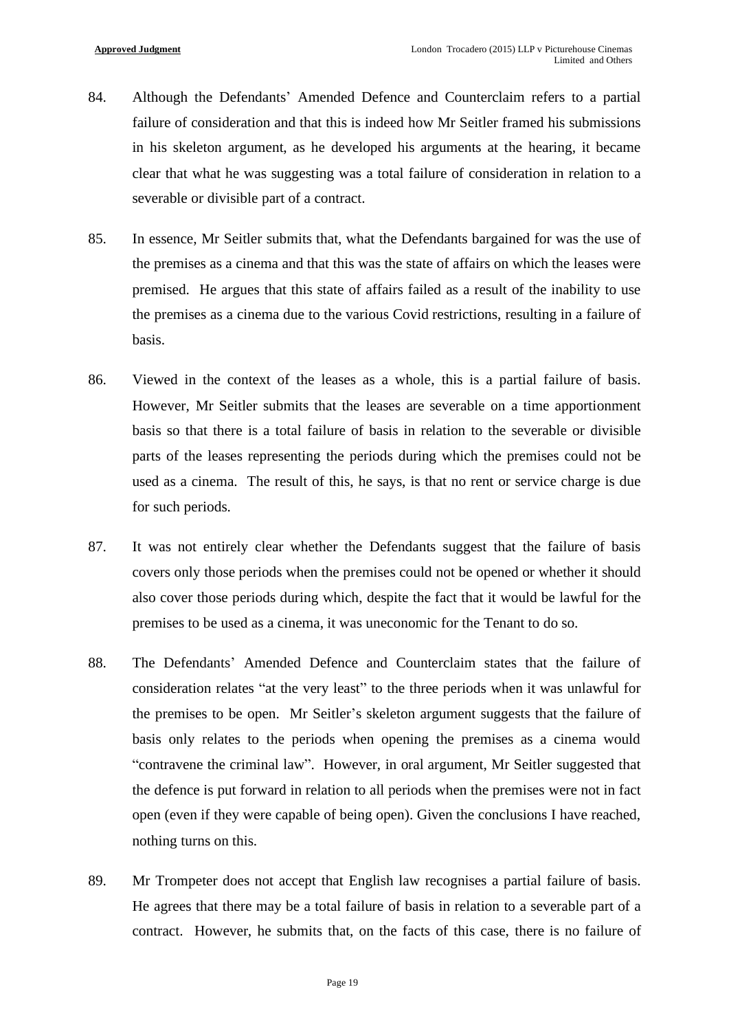84. Although the Defendants' Amended Defence and Counterclaim refers to a partial failure of consideration and that this is indeed how Mr Seitler framed his submissions in his skeleton argument, as he developed his arguments at the hearing, it became clear that what he was suggesting was a total failure of consideration in relation to a severable or divisible part of a contract.

85. In essence, Mr Seitler submits that, what the Defendants bargained for was the use of the premises as a cinema and that this was the state of affairs on which the leases were premised. He argues that this state of affairs failed as a result of the inability to use the premises as a cinema due to the various Covid restrictions, resulting in a failure of basis.

86. Viewed in the context of the leases as a whole, this is a partial failure of basis. However, Mr Seitler submits that the leases are severable on a time apportionment basis so that there is a total failure of basis in relation to the severable or divisible parts of the leases representing the periods during which the premises could not be used as a cinema. The result of this, he says, is that no rent or service charge is due for such periods.

87. It was not entirely clear whether the Defendants suggest that the failure of basis covers only those periods when the premises could not be opened or whether it should also cover those periods during which, despite the fact that it would be lawful for the premises to be used as a cinema, it was uneconomic for the Tenant to do so.

88. The Defendants' Amended Defence and Counterclaim states that the failure of consideration relates "at the very least" to the three periods when it was unlawful for the premises to be open. Mr Seitler's skeleton argument suggests that the failure of basis only relates to the periods when opening the premises as a cinema would "contravene the criminal law". However, in oral argument, Mr Seitler suggested that the defence is put forward in relation to all periods when the premises were not in fact open (even if they were capable of being open). Given the conclusions I have reached, nothing turns on this.

89. Mr Trompeter does not accept that English law recognises a partial failure of basis. He agrees that there may be a total failure of basis in relation to a severable part of a contract. However, he submits that, on the facts of this case, there is no failure of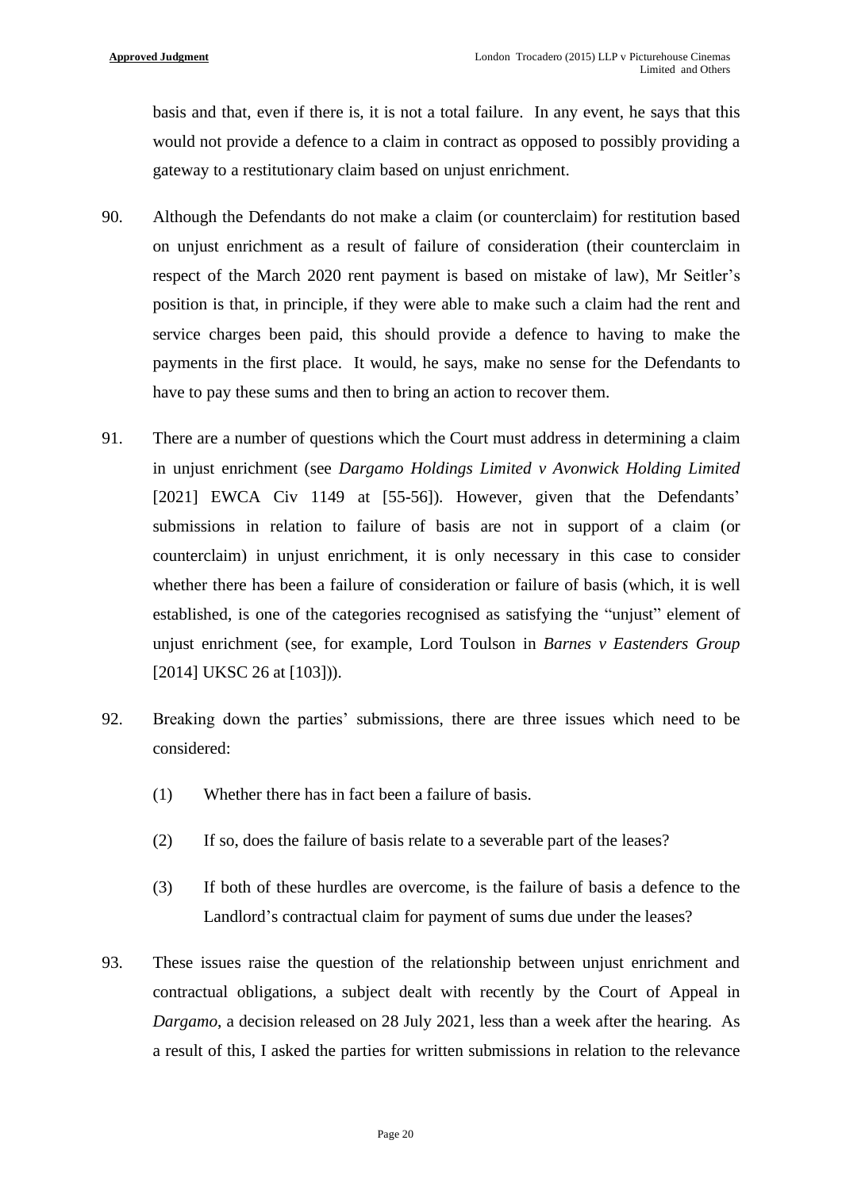basis and that, even if there is, it is not a total failure. In any event, he says that this would not provide a defence to a claim in contract as opposed to possibly providing a gateway to a restitutionary claim based on unjust enrichment.

90. Although the Defendants do not make a claim (or counterclaim) for restitution based on unjust enrichment as a result of failure of consideration (their counterclaim in respect of the March 2020 rent payment is based on mistake of law), Mr Seitler's position is that, in principle, if they were able to make such a claim had the rent and service charges been paid, this should provide a defence to having to make the payments in the first place. It would, he says, make no sense for the Defendants to have to pay these sums and then to bring an action to recover them.

91. There are a number of questions which the Court must address in determining a claim in unjust enrichment (see *Dargamo Holdings Limited v Avonwick Holding Limited* [2021] EWCA Civ 1149 at [55-56]). However, given that the Defendants' submissions in relation to failure of basis are not in support of a claim (or counterclaim) in unjust enrichment, it is only necessary in this case to consider whether there has been a failure of consideration or failure of basis (which, it is well established, is one of the categories recognised as satisfying the "unjust" element of unjust enrichment (see, for example, Lord Toulson in *Barnes v Eastenders Group* [2014] UKSC 26 at [103])).

92. Breaking down the parties' submissions, there are three issues which need to be considered:

    (1) Whether there has in fact been a failure of basis.

    (2) If so, does the failure of basis relate to a severable part of the leases?

    (3) If both of these hurdles are overcome, is the failure of basis a defence to the Landlord's contractual claim for payment of sums due under the leases?

93. These issues raise the question of the relationship between unjust enrichment and contractual obligations, a subject dealt with recently by the Court of Appeal in *Dargamo*, a decision released on 28 July 2021, less than a week after the hearing. As a result of this, I asked the parties for written submissions in relation to the relevance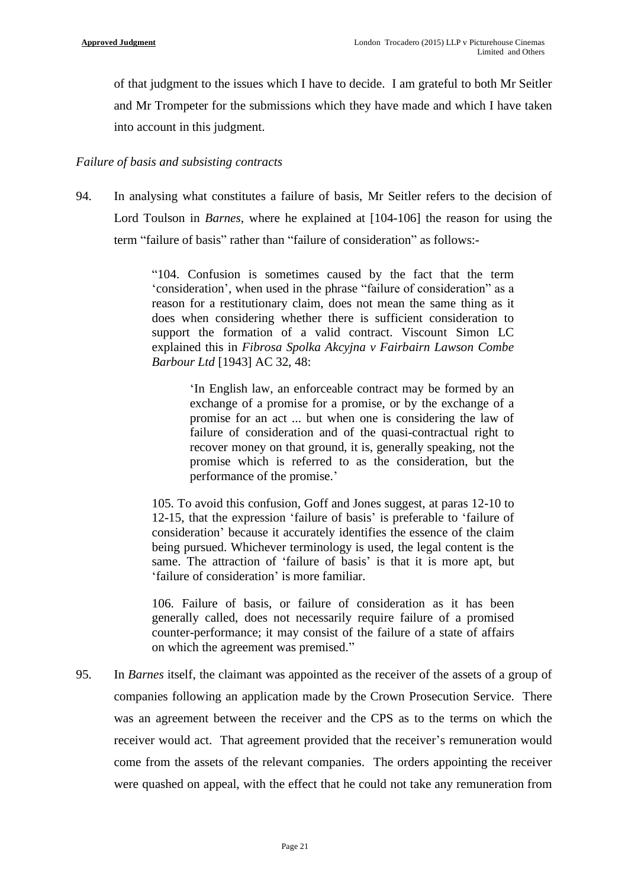of that judgment to the issues which I have to decide. I am grateful to both Mr Seitler and Mr Trompeter for the submissions which they have made and which I have taken into account in this judgment.

*Failure of basis and subsisting contracts*

94. In analysing what constitutes a failure of basis, Mr Seitler refers to the decision of Lord Toulson in *Barnes*, where he explained at [104-106] the reason for using the term "failure of basis" rather than "failure of consideration" as follows:-

> "104. Confusion is sometimes caused by the fact that the term 'consideration', when used in the phrase "failure of consideration" as a reason for a restitutionary claim, does not mean the same thing as it does when considering whether there is sufficient consideration to support the formation of a valid contract. Viscount Simon LC explained this in *Fibrosa Spolka Akcyjna v Fairbairn Lawson Combe Barbour Ltd* [1943] AC 32, 48:
>
> > 'In English law, an enforceable contract may be formed by an exchange of a promise for a promise, or by the exchange of a promise for an act ... but when one is considering the law of failure of consideration and of the quasi-contractual right to recover money on that ground, it is, generally speaking, not the promise which is referred to as the consideration, but the performance of the promise.'
>
> 105. To avoid this confusion, Goff and Jones suggest, at paras 12-10 to 12-15, that the expression 'failure of basis' is preferable to 'failure of consideration' because it accurately identifies the essence of the claim being pursued. Whichever terminology is used, the legal content is the same. The attraction of 'failure of basis' is that it is more apt, but 'failure of consideration' is more familiar.
>
> 106. Failure of basis, or failure of consideration as it has been generally called, does not necessarily require failure of a promised counter-performance; it may consist of the failure of a state of affairs on which the agreement was premised."

95. In *Barnes* itself, the claimant was appointed as the receiver of the assets of a group of companies following an application made by the Crown Prosecution Service. There was an agreement between the receiver and the CPS as to the terms on which the receiver would act. That agreement provided that the receiver's remuneration would come from the assets of the relevant companies. The orders appointing the receiver were quashed on appeal, with the effect that he could not take any remuneration from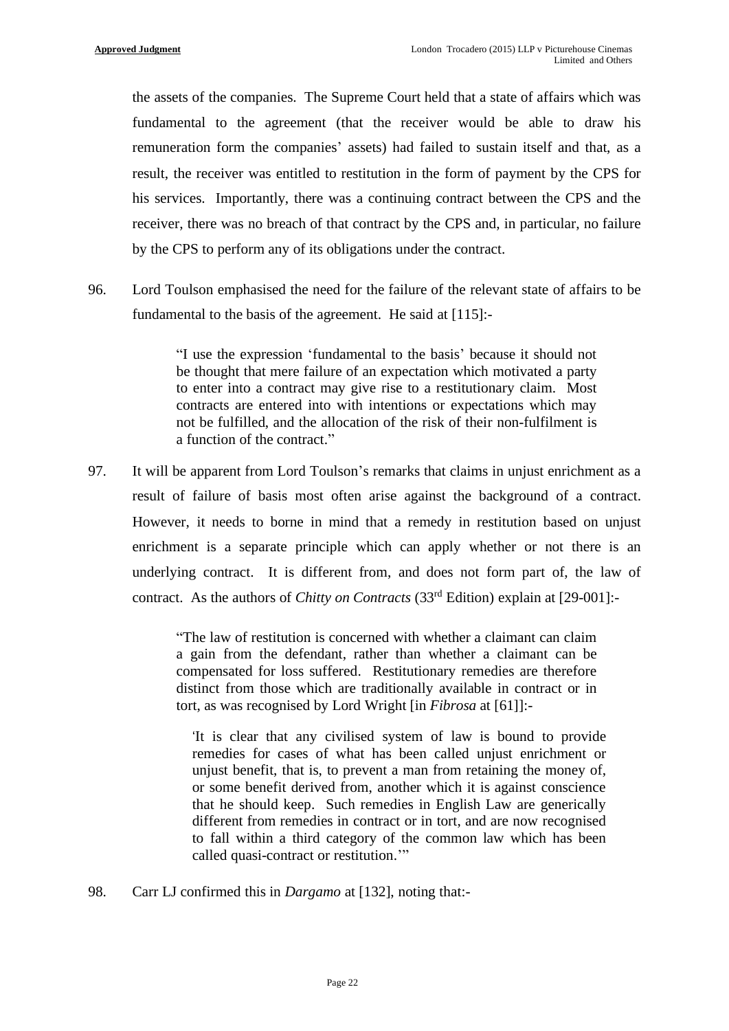the assets of the companies. The Supreme Court held that a state of affairs which was fundamental to the agreement (that the receiver would be able to draw his remuneration form the companies' assets) had failed to sustain itself and that, as a result, the receiver was entitled to restitution in the form of payment by the CPS for his services. Importantly, there was a continuing contract between the CPS and the receiver, there was no breach of that contract by the CPS and, in particular, no failure by the CPS to perform any of its obligations under the contract.

96. Lord Toulson emphasised the need for the failure of the relevant state of affairs to be fundamental to the basis of the agreement. He said at [115]:-

> "I use the expression 'fundamental to the basis' because it should not be thought that mere failure of an expectation which motivated a party to enter into a contract may give rise to a restitutionary claim. Most contracts are entered into with intentions or expectations which may not be fulfilled, and the allocation of the risk of their non-fulfilment is a function of the contract."

97. It will be apparent from Lord Toulson's remarks that claims in unjust enrichment as a result of failure of basis most often arise against the background of a contract. However, it needs to borne in mind that a remedy in restitution based on unjust enrichment is a separate principle which can apply whether or not there is an underlying contract. It is different from, and does not form part of, the law of contract. As the authors of *Chitty on Contracts* (33rd Edition) explain at [29-001]:-

> "The law of restitution is concerned with whether a claimant can claim a gain from the defendant, rather than whether a claimant can be compensated for loss suffered. Restitutionary remedies are therefore distinct from those which are traditionally available in contract or in tort, as was recognised by Lord Wright [in *Fibrosa* at [61]]:-
>
> > 'It is clear that any civilised system of law is bound to provide remedies for cases of what has been called unjust enrichment or unjust benefit, that is, to prevent a man from retaining the money of, or some benefit derived from, another which it is against conscience that he should keep. Such remedies in English Law are generically different from remedies in contract or in tort, and are now recognised to fall within a third category of the common law which has been called quasi-contract or restitution.'"

98. Carr LJ confirmed this in *Dargamo* at [132], noting that:-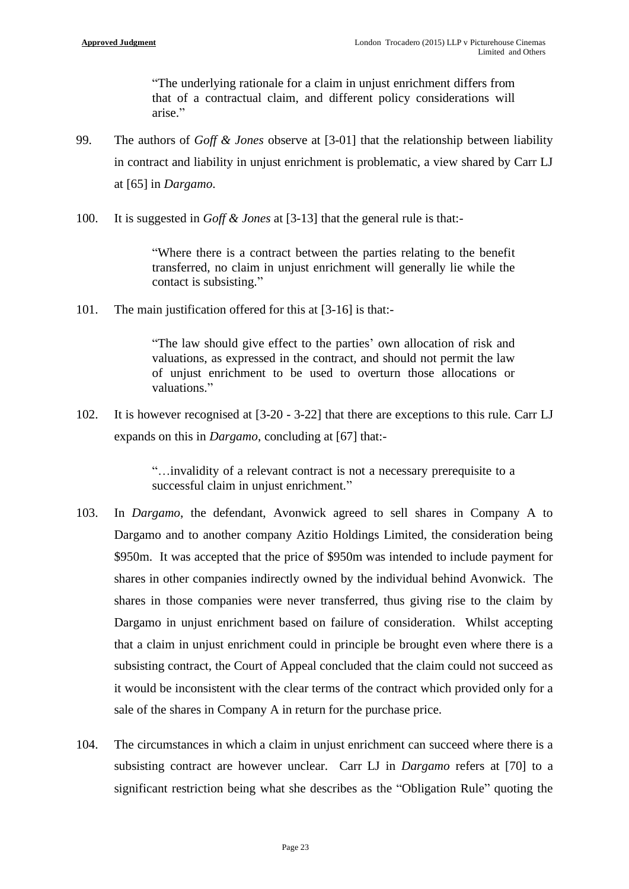> "The underlying rationale for a claim in unjust enrichment differs from that of a contractual claim, and different policy considerations will arise."

99. The authors of *Goff & Jones* observe at [3-01] that the relationship between liability in contract and liability in unjust enrichment is problematic, a view shared by Carr LJ at [65] in *Dargamo*.

100. It is suggested in *Goff & Jones* at [3-13] that the general rule is that:-

> "Where there is a contract between the parties relating to the benefit transferred, no claim in unjust enrichment will generally lie while the contact is subsisting."

101. The main justification offered for this at [3-16] is that:-

> "The law should give effect to the parties' own allocation of risk and valuations, as expressed in the contract, and should not permit the law of unjust enrichment to be used to overturn those allocations or valuations."

102. It is however recognised at [3-20 - 3-22] that there are exceptions to this rule. Carr LJ expands on this in *Dargamo*, concluding at [67] that:-

> "…invalidity of a relevant contract is not a necessary prerequisite to a successful claim in unjust enrichment."

103. In *Dargamo*, the defendant, Avonwick agreed to sell shares in Company A to Dargamo and to another company Azitio Holdings Limited, the consideration being $950m. It was accepted that the price of $950m was intended to include payment for shares in other companies indirectly owned by the individual behind Avonwick. The shares in those companies were never transferred, thus giving rise to the claim by Dargamo in unjust enrichment based on failure of consideration. Whilst accepting that a claim in unjust enrichment could in principle be brought even where there is a subsisting contract, the Court of Appeal concluded that the claim could not succeed as it would be inconsistent with the clear terms of the contract which provided only for a sale of the shares in Company A in return for the purchase price.

104. The circumstances in which a claim in unjust enrichment can succeed where there is a subsisting contract are however unclear. Carr LJ in *Dargamo* refers at [70] to a significant restriction being what she describes as the "Obligation Rule" quoting the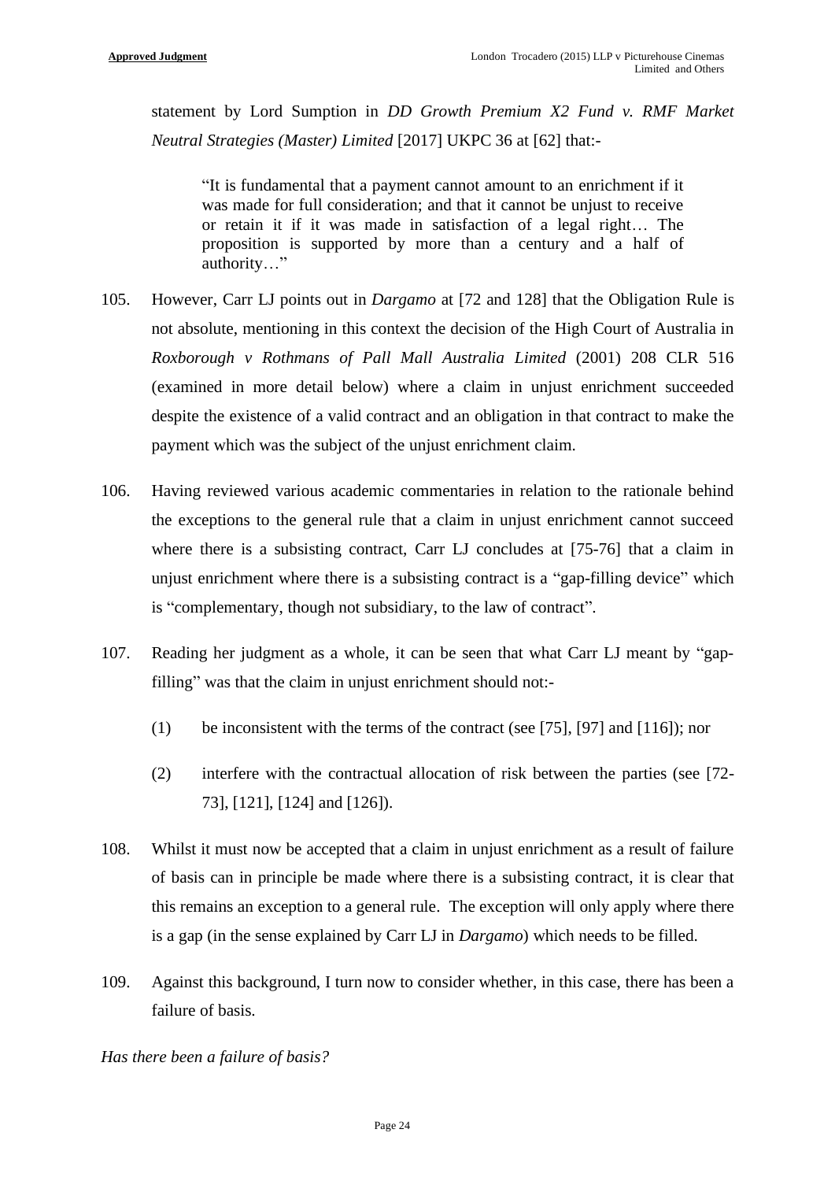statement by Lord Sumption in *DD Growth Premium X2 Fund v. RMF Market Neutral Strategies (Master) Limited* [2017] UKPC 36 at [62] that:-

> "It is fundamental that a payment cannot amount to an enrichment if it was made for full consideration; and that it cannot be unjust to receive or retain it if it was made in satisfaction of a legal right… The proposition is supported by more than a century and a half of authority…"

105. However, Carr LJ points out in *Dargamo* at [72 and 128] that the Obligation Rule is not absolute, mentioning in this context the decision of the High Court of Australia in *Roxborough v Rothmans of Pall Mall Australia Limited* (2001) 208 CLR 516 (examined in more detail below) where a claim in unjust enrichment succeeded despite the existence of a valid contract and an obligation in that contract to make the payment which was the subject of the unjust enrichment claim.

106. Having reviewed various academic commentaries in relation to the rationale behind the exceptions to the general rule that a claim in unjust enrichment cannot succeed where there is a subsisting contract, Carr LJ concludes at [75-76] that a claim in unjust enrichment where there is a subsisting contract is a "gap-filling device" which is "complementary, though not subsidiary, to the law of contract".

107. Reading her judgment as a whole, it can be seen that what Carr LJ meant by "gap-filling" was that the claim in unjust enrichment should not:-

    (1) be inconsistent with the terms of the contract (see [75], [97] and [116]); nor

    (2) interfere with the contractual allocation of risk between the parties (see [72-73], [121], [124] and [126]).

108. Whilst it must now be accepted that a claim in unjust enrichment as a result of failure of basis can in principle be made where there is a subsisting contract, it is clear that this remains an exception to a general rule. The exception will only apply where there is a gap (in the sense explained by Carr LJ in *Dargamo*) which needs to be filled.

109. Against this background, I turn now to consider whether, in this case, there has been a failure of basis.

*Has there been a failure of basis?*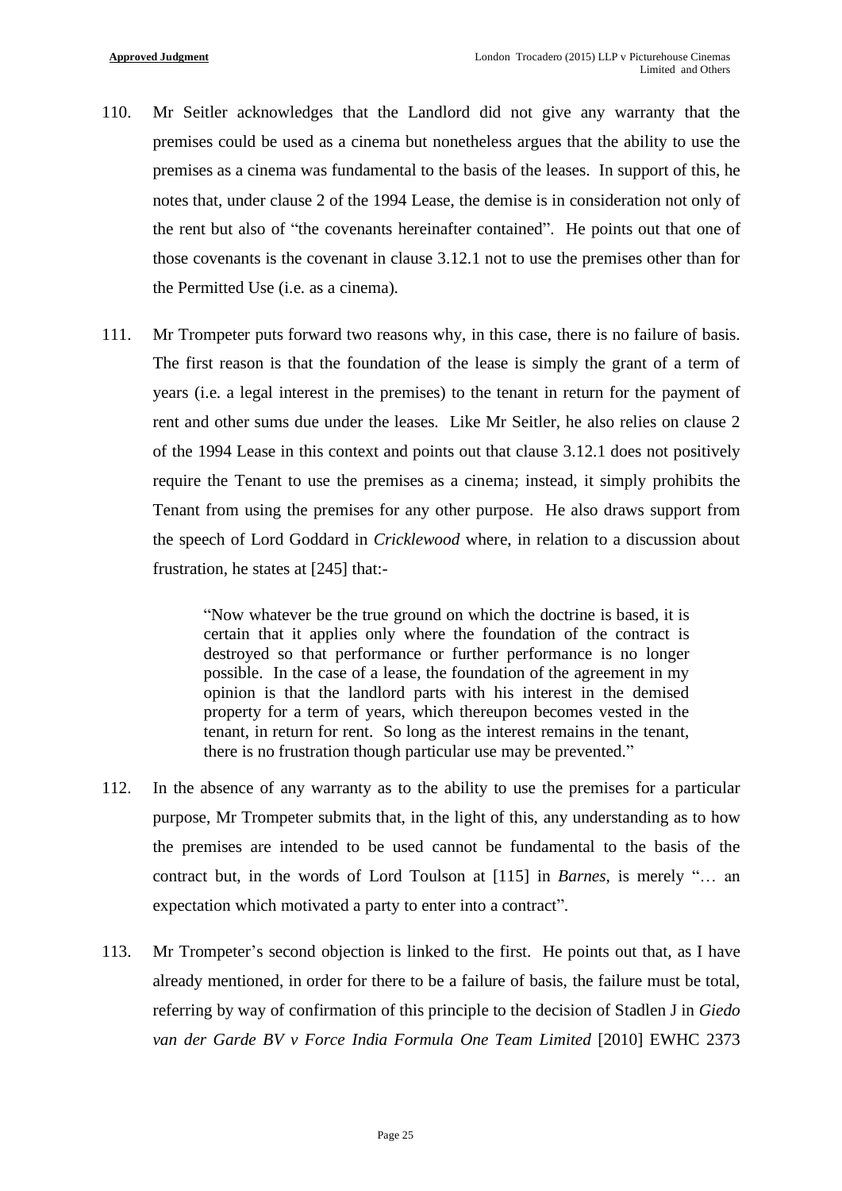110. Mr Seitler acknowledges that the Landlord did not give any warranty that the premises could be used as a cinema but nonetheless argues that the ability to use the premises as a cinema was fundamental to the basis of the leases. In support of this, he notes that, under clause 2 of the 1994 Lease, the demise is in consideration not only of the rent but also of "the covenants hereinafter contained". He points out that one of those covenants is the covenant in clause 3.12.1 not to use the premises other than for the Permitted Use (i.e. as a cinema).

111. Mr Trompeter puts forward two reasons why, in this case, there is no failure of basis. The first reason is that the foundation of the lease is simply the grant of a term of years (i.e. a legal interest in the premises) to the tenant in return for the payment of rent and other sums due under the leases. Like Mr Seitler, he also relies on clause 2 of the 1994 Lease in this context and points out that clause 3.12.1 does not positively require the Tenant to use the premises as a cinema; instead, it simply prohibits the Tenant from using the premises for any other purpose. He also draws support from the speech of Lord Goddard in *Cricklewood* where, in relation to a discussion about frustration, he states at [245] that:-

> "Now whatever be the true ground on which the doctrine is based, it is certain that it applies only where the foundation of the contract is destroyed so that performance or further performance is no longer possible. In the case of a lease, the foundation of the agreement in my opinion is that the landlord parts with his interest in the demised property for a term of years, which thereupon becomes vested in the tenant, in return for rent. So long as the interest remains in the tenant, there is no frustration though particular use may be prevented."

112. In the absence of any warranty as to the ability to use the premises for a particular purpose, Mr Trompeter submits that, in the light of this, any understanding as to how the premises are intended to be used cannot be fundamental to the basis of the contract but, in the words of Lord Toulson at [115] in *Barnes*, is merely "… an expectation which motivated a party to enter into a contract".

113. Mr Trompeter's second objection is linked to the first. He points out that, as I have already mentioned, in order for there to be a failure of basis, the failure must be total, referring by way of confirmation of this principle to the decision of Stadlen J in *Giedo van der Garde BV v Force India Formula One Team Limited* [2010] EWHC 2373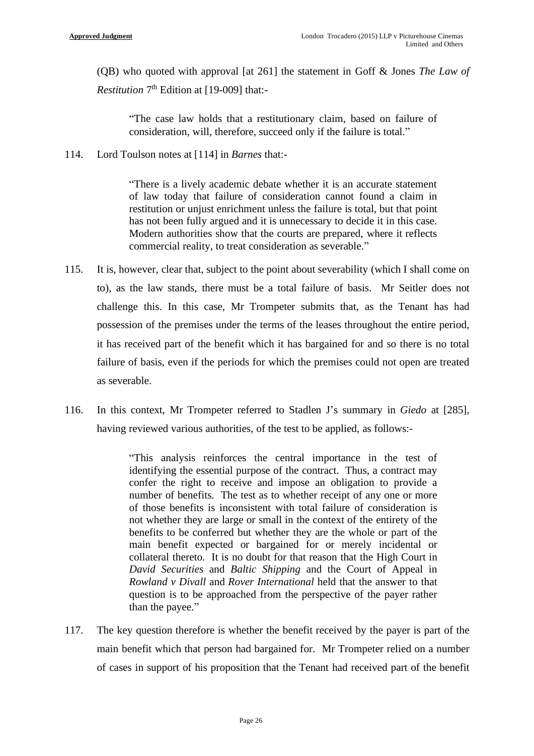(QB) who quoted with approval [at 261] the statement in Goff & Jones *The Law of Restitution* 7th Edition at [19-009] that:-

> "The case law holds that a restitutionary claim, based on failure of consideration, will, therefore, succeed only if the failure is total."

114. Lord Toulson notes at [114] in *Barnes* that:-

> "There is a lively academic debate whether it is an accurate statement of law today that failure of consideration cannot found a claim in restitution or unjust enrichment unless the failure is total, but that point has not been fully argued and it is unnecessary to decide it in this case. Modern authorities show that the courts are prepared, where it reflects commercial reality, to treat consideration as severable."

115. It is, however, clear that, subject to the point about severability (which I shall come on to), as the law stands, there must be a total failure of basis. Mr Seitler does not challenge this. In this case, Mr Trompeter submits that, as the Tenant has had possession of the premises under the terms of the leases throughout the entire period, it has received part of the benefit which it has bargained for and so there is no total failure of basis, even if the periods for which the premises could not open are treated as severable.

116. In this context, Mr Trompeter referred to Stadlen J's summary in *Giedo* at [285], having reviewed various authorities, of the test to be applied, as follows:-

> "This analysis reinforces the central importance in the test of identifying the essential purpose of the contract. Thus, a contract may confer the right to receive and impose an obligation to provide a number of benefits. The test as to whether receipt of any one or more of those benefits is inconsistent with total failure of consideration is not whether they are large or small in the context of the entirety of the benefits to be conferred but whether they are the whole or part of the main benefit expected or bargained for or merely incidental or collateral thereto. It is no doubt for that reason that the High Court in *David Securities* and *Baltic Shipping* and the Court of Appeal in *Rowland v Divall* and *Rover International* held that the answer to that question is to be approached from the perspective of the payer rather than the payee."

117. The key question therefore is whether the benefit received by the payer is part of the main benefit which that person had bargained for. Mr Trompeter relied on a number of cases in support of his proposition that the Tenant had received part of the benefit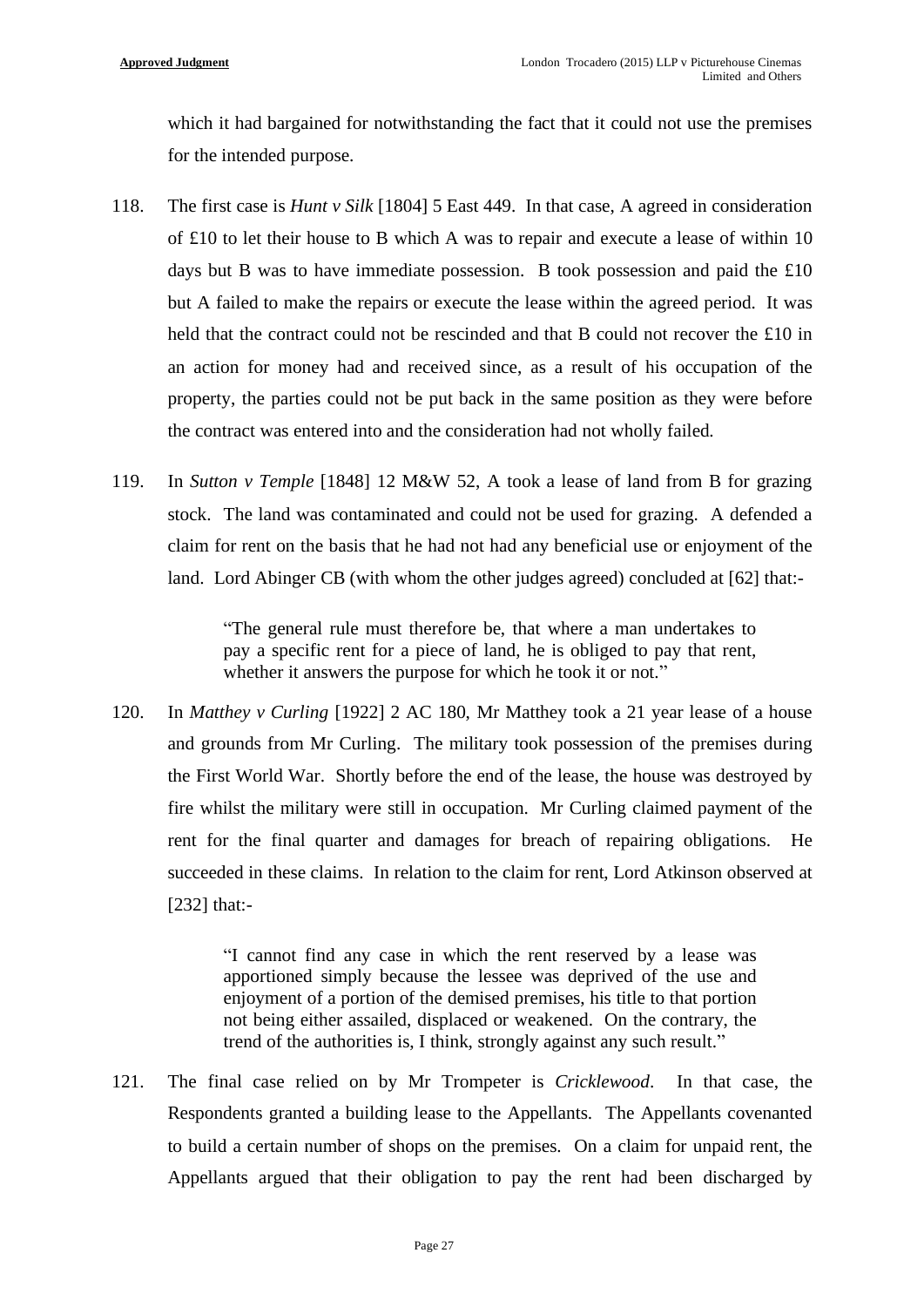which it had bargained for notwithstanding the fact that it could not use the premises for the intended purpose.

118. The first case is *Hunt v Silk* [1804] 5 East 449. In that case, A agreed in consideration of £10 to let their house to B which A was to repair and execute a lease of within 10 days but B was to have immediate possession. B took possession and paid the £10 but A failed to make the repairs or execute the lease within the agreed period. It was held that the contract could not be rescinded and that B could not recover the £10 in an action for money had and received since, as a result of his occupation of the property, the parties could not be put back in the same position as they were before the contract was entered into and the consideration had not wholly failed.

119. In *Sutton v Temple* [1848] 12 M&W 52, A took a lease of land from B for grazing stock. The land was contaminated and could not be used for grazing. A defended a claim for rent on the basis that he had not had any beneficial use or enjoyment of the land. Lord Abinger CB (with whom the other judges agreed) concluded at [62] that:-

> "The general rule must therefore be, that where a man undertakes to pay a specific rent for a piece of land, he is obliged to pay that rent, whether it answers the purpose for which he took it or not."

120. In *Matthey v Curling* [1922] 2 AC 180, Mr Matthey took a 21 year lease of a house and grounds from Mr Curling. The military took possession of the premises during the First World War. Shortly before the end of the lease, the house was destroyed by fire whilst the military were still in occupation. Mr Curling claimed payment of the rent for the final quarter and damages for breach of repairing obligations. He succeeded in these claims. In relation to the claim for rent, Lord Atkinson observed at [232] that:-

> "I cannot find any case in which the rent reserved by a lease was apportioned simply because the lessee was deprived of the use and enjoyment of a portion of the demised premises, his title to that portion not being either assailed, displaced or weakened. On the contrary, the trend of the authorities is, I think, strongly against any such result."

121. The final case relied on by Mr Trompeter is *Cricklewood*. In that case, the Respondents granted a building lease to the Appellants. The Appellants covenanted to build a certain number of shops on the premises. On a claim for unpaid rent, the Appellants argued that their obligation to pay the rent had been discharged by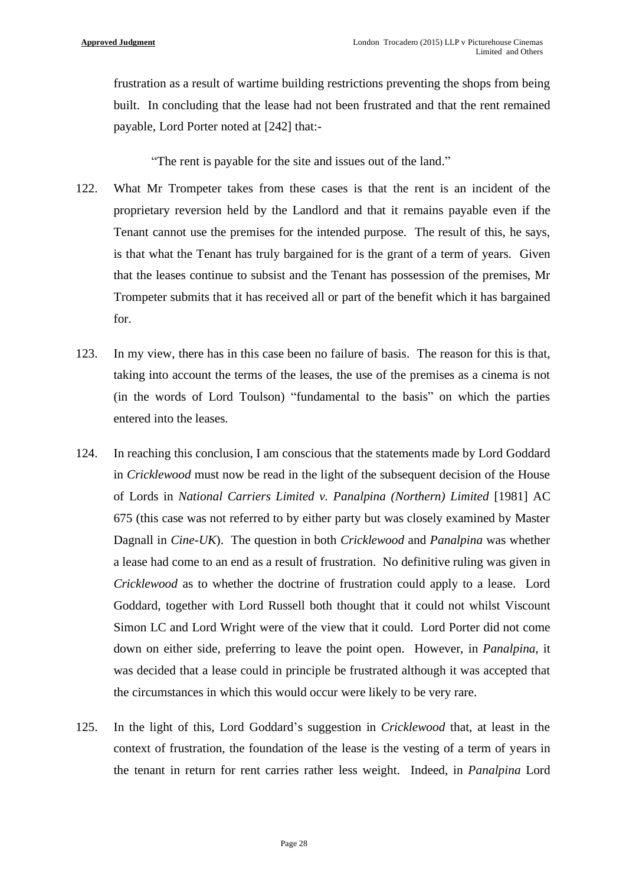frustration as a result of wartime building restrictions preventing the shops from being built. In concluding that the lease had not been frustrated and that the rent remained payable, Lord Porter noted at [242] that:-

> "The rent is payable for the site and issues out of the land."

122. What Mr Trompeter takes from these cases is that the rent is an incident of the proprietary reversion held by the Landlord and that it remains payable even if the Tenant cannot use the premises for the intended purpose. The result of this, he says, is that what the Tenant has truly bargained for is the grant of a term of years. Given that the leases continue to subsist and the Tenant has possession of the premises, Mr Trompeter submits that it has received all or part of the benefit which it has bargained for.

123. In my view, there has in this case been no failure of basis. The reason for this is that, taking into account the terms of the leases, the use of the premises as a cinema is not (in the words of Lord Toulson) "fundamental to the basis" on which the parties entered into the leases.

124. In reaching this conclusion, I am conscious that the statements made by Lord Goddard in *Cricklewood* must now be read in the light of the subsequent decision of the House of Lords in *National Carriers Limited v. Panalpina (Northern) Limited* [1981] AC 675 (this case was not referred to by either party but was closely examined by Master Dagnall in *Cine-UK*). The question in both *Cricklewood* and *Panalpina* was whether a lease had come to an end as a result of frustration. No definitive ruling was given in *Cricklewood* as to whether the doctrine of frustration could apply to a lease. Lord Goddard, together with Lord Russell both thought that it could not whilst Viscount Simon LC and Lord Wright were of the view that it could. Lord Porter did not come down on either side, preferring to leave the point open. However, in *Panalpina*, it was decided that a lease could in principle be frustrated although it was accepted that the circumstances in which this would occur were likely to be very rare.

125. In the light of this, Lord Goddard's suggestion in *Cricklewood* that, at least in the context of frustration, the foundation of the lease is the vesting of a term of years in the tenant in return for rent carries rather less weight. Indeed, in *Panalpina* Lord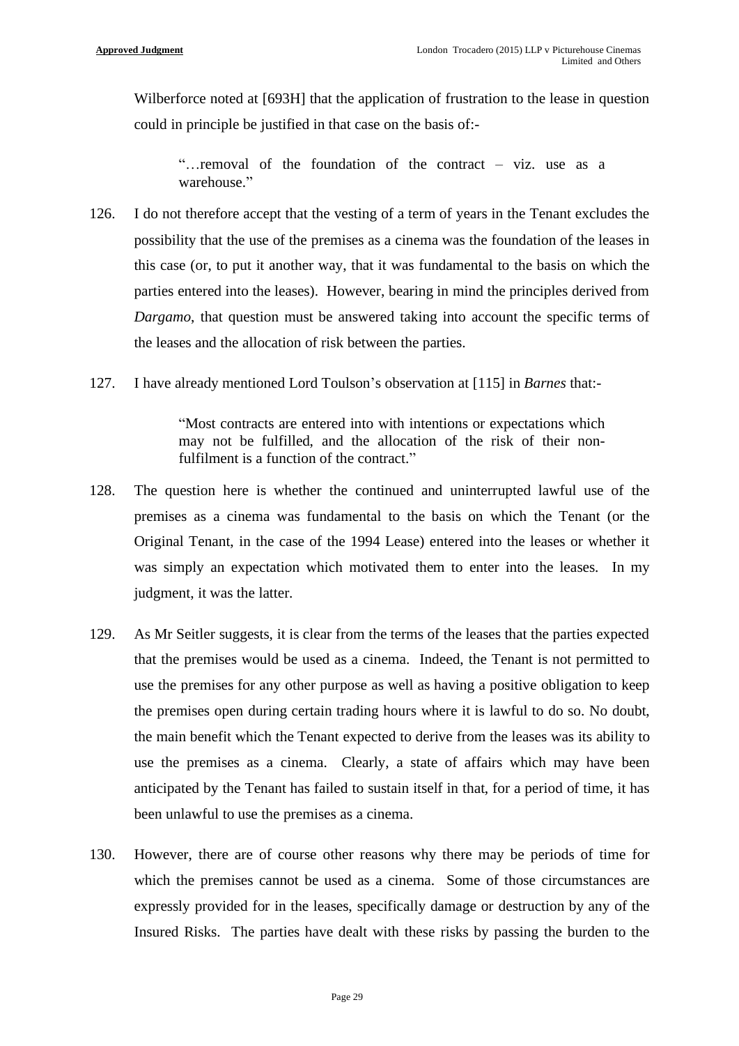Wilberforce noted at [693H] that the application of frustration to the lease in question could in principle be justified in that case on the basis of:-

> "…removal of the foundation of the contract – viz. use as a warehouse."

126. I do not therefore accept that the vesting of a term of years in the Tenant excludes the possibility that the use of the premises as a cinema was the foundation of the leases in this case (or, to put it another way, that it was fundamental to the basis on which the parties entered into the leases). However, bearing in mind the principles derived from *Dargamo*, that question must be answered taking into account the specific terms of the leases and the allocation of risk between the parties.

127. I have already mentioned Lord Toulson's observation at [115] in *Barnes* that:-

> "Most contracts are entered into with intentions or expectations which may not be fulfilled, and the allocation of the risk of their non-fulfilment is a function of the contract."

128. The question here is whether the continued and uninterrupted lawful use of the premises as a cinema was fundamental to the basis on which the Tenant (or the Original Tenant, in the case of the 1994 Lease) entered into the leases or whether it was simply an expectation which motivated them to enter into the leases. In my judgment, it was the latter.

129. As Mr Seitler suggests, it is clear from the terms of the leases that the parties expected that the premises would be used as a cinema. Indeed, the Tenant is not permitted to use the premises for any other purpose as well as having a positive obligation to keep the premises open during certain trading hours where it is lawful to do so. No doubt, the main benefit which the Tenant expected to derive from the leases was its ability to use the premises as a cinema. Clearly, a state of affairs which may have been anticipated by the Tenant has failed to sustain itself in that, for a period of time, it has been unlawful to use the premises as a cinema.

130. However, there are of course other reasons why there may be periods of time for which the premises cannot be used as a cinema. Some of those circumstances are expressly provided for in the leases, specifically damage or destruction by any of the Insured Risks. The parties have dealt with these risks by passing the burden to the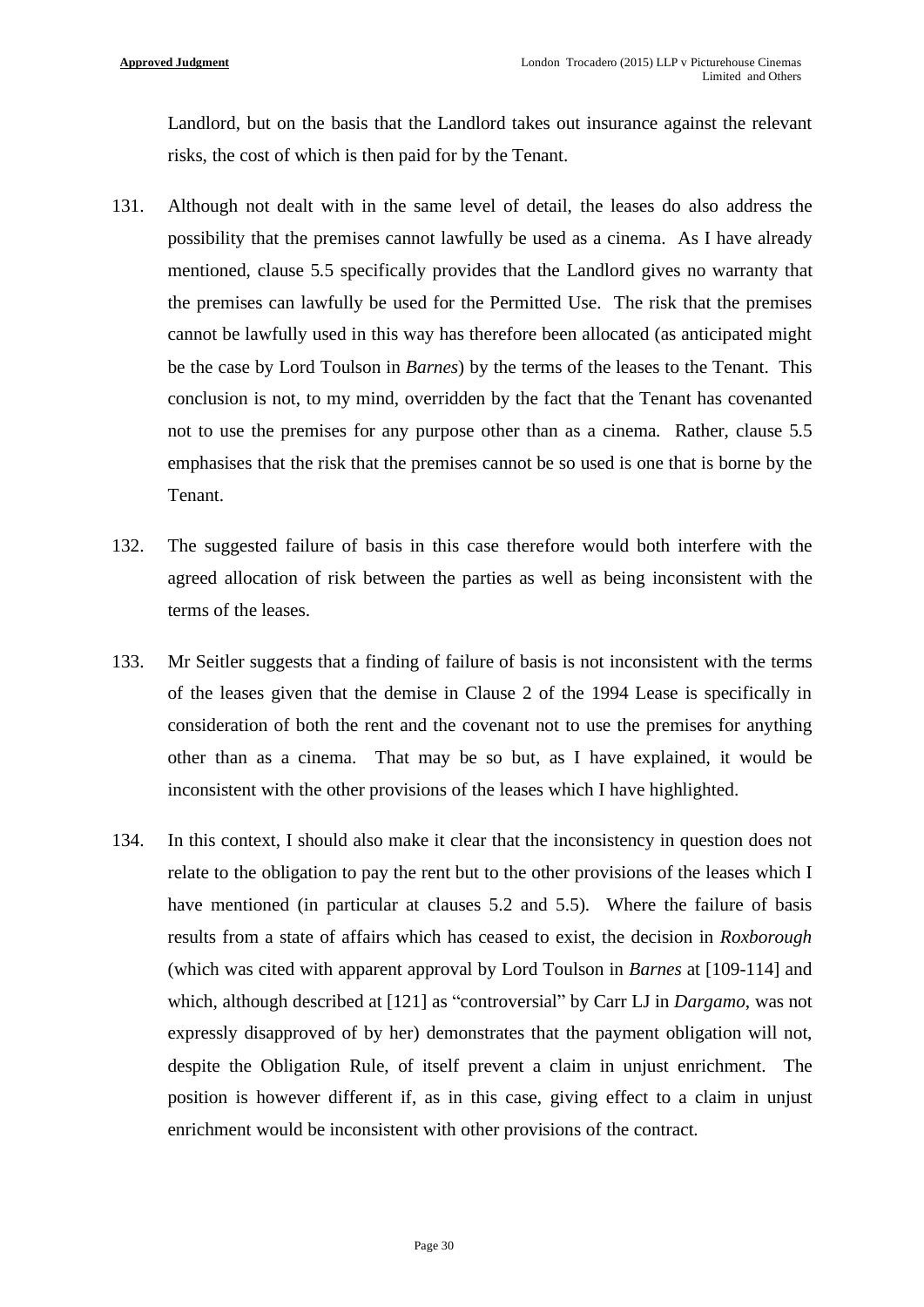Landlord, but on the basis that the Landlord takes out insurance against the relevant risks, the cost of which is then paid for by the Tenant.

131. Although not dealt with in the same level of detail, the leases do also address the possibility that the premises cannot lawfully be used as a cinema. As I have already mentioned, clause 5.5 specifically provides that the Landlord gives no warranty that the premises can lawfully be used for the Permitted Use. The risk that the premises cannot be lawfully used in this way has therefore been allocated (as anticipated might be the case by Lord Toulson in *Barnes*) by the terms of the leases to the Tenant. This conclusion is not, to my mind, overridden by the fact that the Tenant has covenanted not to use the premises for any purpose other than as a cinema. Rather, clause 5.5 emphasises that the risk that the premises cannot be so used is one that is borne by the Tenant.

132. The suggested failure of basis in this case therefore would both interfere with the agreed allocation of risk between the parties as well as being inconsistent with the terms of the leases.

133. Mr Seitler suggests that a finding of failure of basis is not inconsistent with the terms of the leases given that the demise in Clause 2 of the 1994 Lease is specifically in consideration of both the rent and the covenant not to use the premises for anything other than as a cinema. That may be so but, as I have explained, it would be inconsistent with the other provisions of the leases which I have highlighted.

134. In this context, I should also make it clear that the inconsistency in question does not relate to the obligation to pay the rent but to the other provisions of the leases which I have mentioned (in particular at clauses 5.2 and 5.5). Where the failure of basis results from a state of affairs which has ceased to exist, the decision in *Roxborough* (which was cited with apparent approval by Lord Toulson in *Barnes* at [109-114] and which, although described at [121] as "controversial" by Carr LJ in *Dargamo*, was not expressly disapproved of by her) demonstrates that the payment obligation will not, despite the Obligation Rule, of itself prevent a claim in unjust enrichment. The position is however different if, as in this case, giving effect to a claim in unjust enrichment would be inconsistent with other provisions of the contract.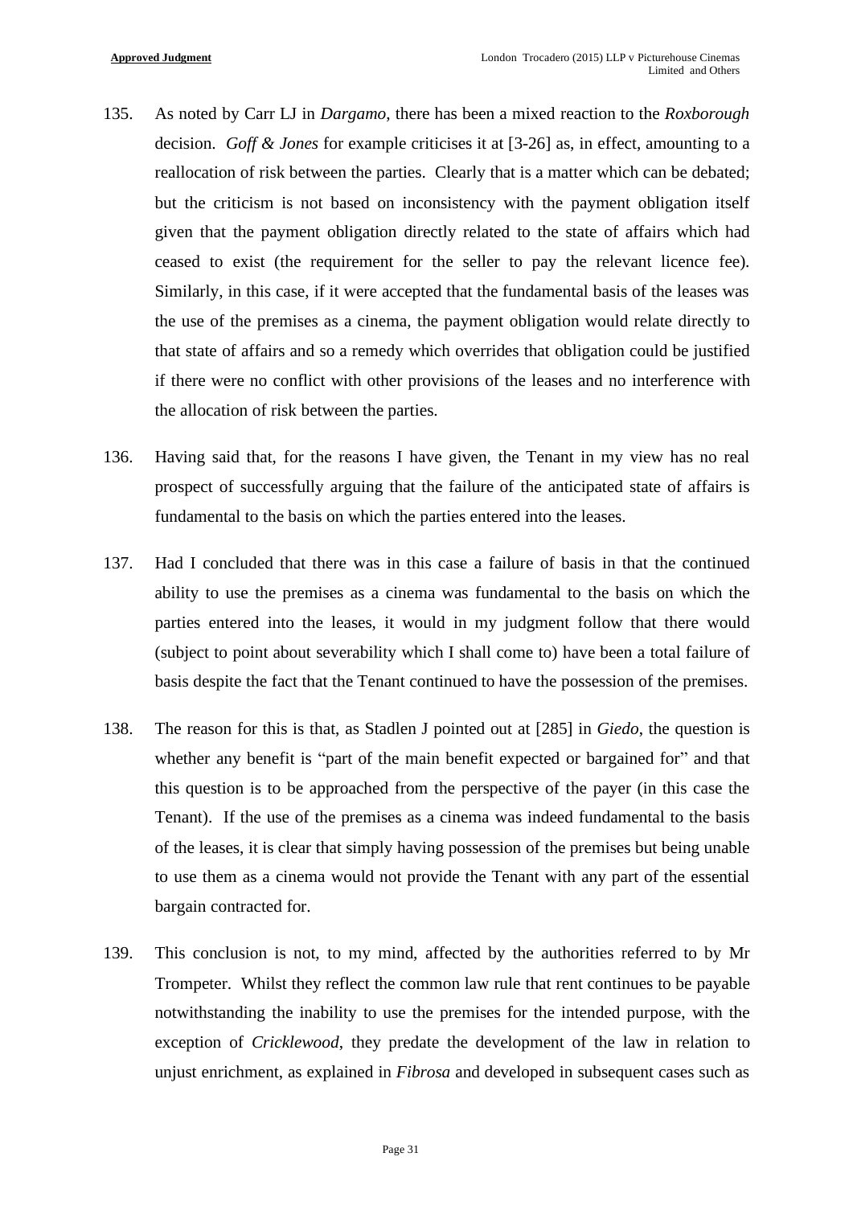135. As noted by Carr LJ in *Dargamo*, there has been a mixed reaction to the *Roxborough* decision. *Goff & Jones* for example criticises it at [3-26] as, in effect, amounting to a reallocation of risk between the parties. Clearly that is a matter which can be debated; but the criticism is not based on inconsistency with the payment obligation itself given that the payment obligation directly related to the state of affairs which had ceased to exist (the requirement for the seller to pay the relevant licence fee). Similarly, in this case, if it were accepted that the fundamental basis of the leases was the use of the premises as a cinema, the payment obligation would relate directly to that state of affairs and so a remedy which overrides that obligation could be justified if there were no conflict with other provisions of the leases and no interference with the allocation of risk between the parties.

136. Having said that, for the reasons I have given, the Tenant in my view has no real prospect of successfully arguing that the failure of the anticipated state of affairs is fundamental to the basis on which the parties entered into the leases.

137. Had I concluded that there was in this case a failure of basis in that the continued ability to use the premises as a cinema was fundamental to the basis on which the parties entered into the leases, it would in my judgment follow that there would (subject to point about severability which I shall come to) have been a total failure of basis despite the fact that the Tenant continued to have the possession of the premises.

138. The reason for this is that, as Stadlen J pointed out at [285] in *Giedo*, the question is whether any benefit is "part of the main benefit expected or bargained for" and that this question is to be approached from the perspective of the payer (in this case the Tenant). If the use of the premises as a cinema was indeed fundamental to the basis of the leases, it is clear that simply having possession of the premises but being unable to use them as a cinema would not provide the Tenant with any part of the essential bargain contracted for.

139. This conclusion is not, to my mind, affected by the authorities referred to by Mr Trompeter. Whilst they reflect the common law rule that rent continues to be payable notwithstanding the inability to use the premises for the intended purpose, with the exception of *Cricklewood*, they predate the development of the law in relation to unjust enrichment, as explained in *Fibrosa* and developed in subsequent cases such as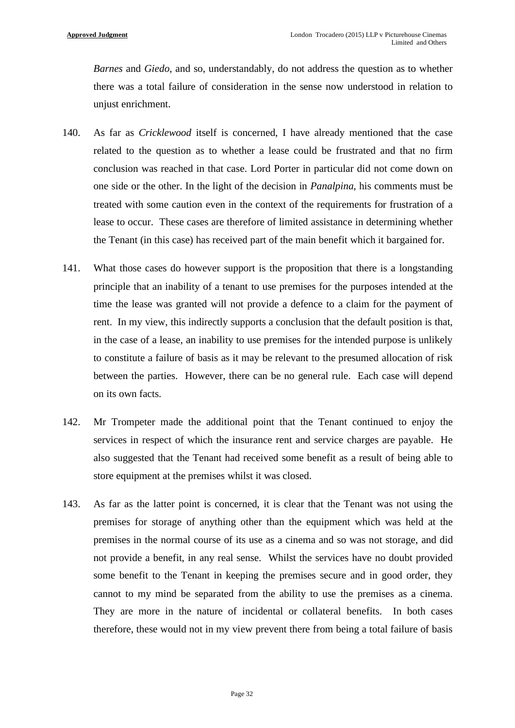*Barnes* and *Giedo*, and so, understandably, do not address the question as to whether there was a total failure of consideration in the sense now understood in relation to unjust enrichment.

140. As far as *Cricklewood* itself is concerned, I have already mentioned that the case related to the question as to whether a lease could be frustrated and that no firm conclusion was reached in that case. Lord Porter in particular did not come down on one side or the other. In the light of the decision in *Panalpina*, his comments must be treated with some caution even in the context of the requirements for frustration of a lease to occur. These cases are therefore of limited assistance in determining whether the Tenant (in this case) has received part of the main benefit which it bargained for.

141. What those cases do however support is the proposition that there is a longstanding principle that an inability of a tenant to use premises for the purposes intended at the time the lease was granted will not provide a defence to a claim for the payment of rent. In my view, this indirectly supports a conclusion that the default position is that, in the case of a lease, an inability to use premises for the intended purpose is unlikely to constitute a failure of basis as it may be relevant to the presumed allocation of risk between the parties. However, there can be no general rule. Each case will depend on its own facts.

142. Mr Trompeter made the additional point that the Tenant continued to enjoy the services in respect of which the insurance rent and service charges are payable. He also suggested that the Tenant had received some benefit as a result of being able to store equipment at the premises whilst it was closed.

143. As far as the latter point is concerned, it is clear that the Tenant was not using the premises for storage of anything other than the equipment which was held at the premises in the normal course of its use as a cinema and so was not storage, and did not provide a benefit, in any real sense. Whilst the services have no doubt provided some benefit to the Tenant in keeping the premises secure and in good order, they cannot to my mind be separated from the ability to use the premises as a cinema. They are more in the nature of incidental or collateral benefits. In both cases therefore, these would not in my view prevent there from being a total failure of basis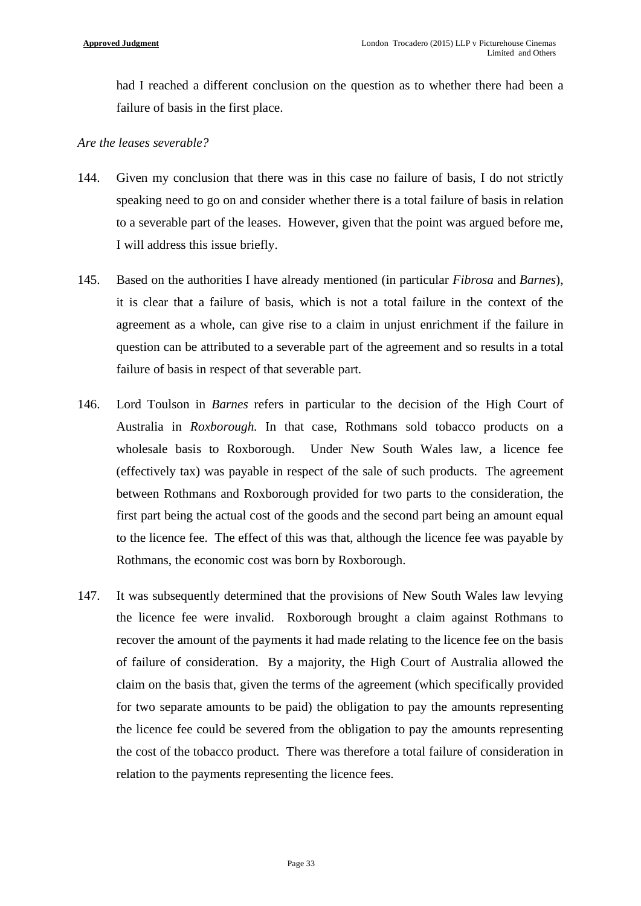had I reached a different conclusion on the question as to whether there had been a failure of basis in the first place.

*Are the leases severable?*

144. Given my conclusion that there was in this case no failure of basis, I do not strictly speaking need to go on and consider whether there is a total failure of basis in relation to a severable part of the leases. However, given that the point was argued before me, I will address this issue briefly.

145. Based on the authorities I have already mentioned (in particular *Fibrosa* and *Barnes*), it is clear that a failure of basis, which is not a total failure in the context of the agreement as a whole, can give rise to a claim in unjust enrichment if the failure in question can be attributed to a severable part of the agreement and so results in a total failure of basis in respect of that severable part.

146. Lord Toulson in *Barnes* refers in particular to the decision of the High Court of Australia in *Roxborough.* In that case, Rothmans sold tobacco products on a wholesale basis to Roxborough. Under New South Wales law, a licence fee (effectively tax) was payable in respect of the sale of such products. The agreement between Rothmans and Roxborough provided for two parts to the consideration, the first part being the actual cost of the goods and the second part being an amount equal to the licence fee. The effect of this was that, although the licence fee was payable by Rothmans, the economic cost was born by Roxborough.

147. It was subsequently determined that the provisions of New South Wales law levying the licence fee were invalid. Roxborough brought a claim against Rothmans to recover the amount of the payments it had made relating to the licence fee on the basis of failure of consideration. By a majority, the High Court of Australia allowed the claim on the basis that, given the terms of the agreement (which specifically provided for two separate amounts to be paid) the obligation to pay the amounts representing the licence fee could be severed from the obligation to pay the amounts representing the cost of the tobacco product. There was therefore a total failure of consideration in relation to the payments representing the licence fees.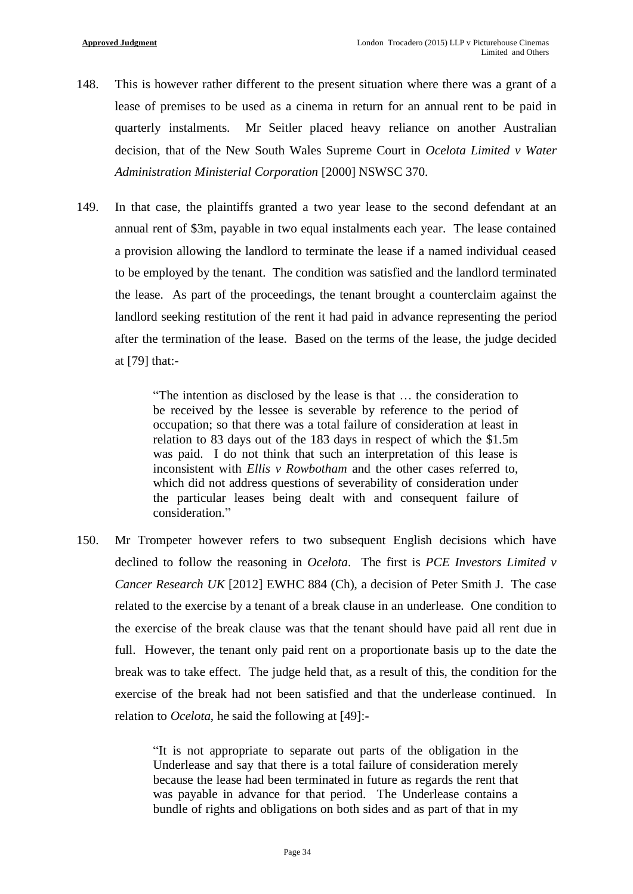148. This is however rather different to the present situation where there was a grant of a lease of premises to be used as a cinema in return for an annual rent to be paid in quarterly instalments. Mr Seitler placed heavy reliance on another Australian decision, that of the New South Wales Supreme Court in *Ocelota Limited v Water Administration Ministerial Corporation* [2000] NSWSC 370.

149. In that case, the plaintiffs granted a two year lease to the second defendant at an annual rent of $3m, payable in two equal instalments each year. The lease contained a provision allowing the landlord to terminate the lease if a named individual ceased to be employed by the tenant. The condition was satisfied and the landlord terminated the lease. As part of the proceedings, the tenant brought a counterclaim against the landlord seeking restitution of the rent it had paid in advance representing the period after the termination of the lease. Based on the terms of the lease, the judge decided at [79] that:-

> "The intention as disclosed by the lease is that … the consideration to be received by the lessee is severable by reference to the period of occupation; so that there was a total failure of consideration at least in relation to 83 days out of the 183 days in respect of which the $1.5m was paid. I do not think that such an interpretation of this lease is inconsistent with *Ellis v Rowbotham* and the other cases referred to, which did not address questions of severability of consideration under the particular leases being dealt with and consequent failure of consideration."

150. Mr Trompeter however refers to two subsequent English decisions which have declined to follow the reasoning in *Ocelota*. The first is *PCE Investors Limited v Cancer Research UK* [2012] EWHC 884 (Ch), a decision of Peter Smith J. The case related to the exercise by a tenant of a break clause in an underlease. One condition to the exercise of the break clause was that the tenant should have paid all rent due in full. However, the tenant only paid rent on a proportionate basis up to the date the break was to take effect. The judge held that, as a result of this, the condition for the exercise of the break had not been satisfied and that the underlease continued. In relation to *Ocelota*, he said the following at [49]:-

> "It is not appropriate to separate out parts of the obligation in the Underlease and say that there is a total failure of consideration merely because the lease had been terminated in future as regards the rent that was payable in advance for that period. The Underlease contains a bundle of rights and obligations on both sides and as part of that in my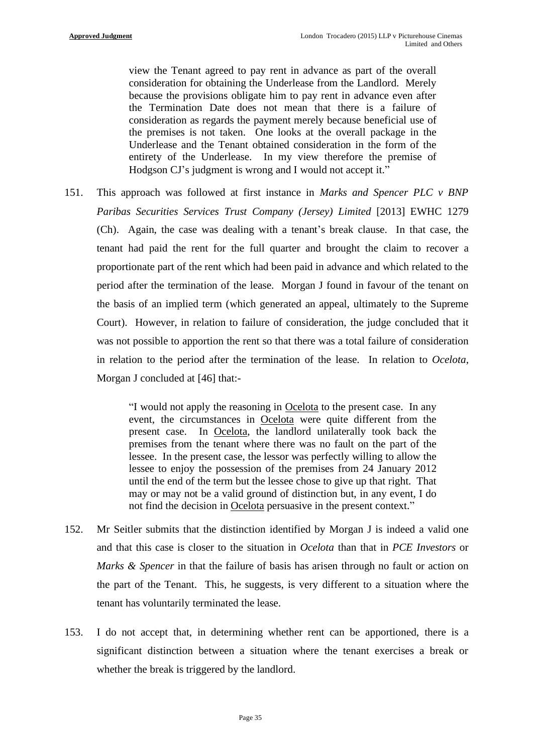> view the Tenant agreed to pay rent in advance as part of the overall consideration for obtaining the Underlease from the Landlord. Merely because the provisions obligate him to pay rent in advance even after the Termination Date does not mean that there is a failure of consideration as regards the payment merely because beneficial use of the premises is not taken. One looks at the overall package in the Underlease and the Tenant obtained consideration in the form of the entirety of the Underlease. In my view therefore the premise of Hodgson CJ's judgment is wrong and I would not accept it."

151. This approach was followed at first instance in *Marks and Spencer PLC v BNP Paribas Securities Services Trust Company (Jersey) Limited* [2013] EWHC 1279 (Ch). Again, the case was dealing with a tenant's break clause. In that case, the tenant had paid the rent for the full quarter and brought the claim to recover a proportionate part of the rent which had been paid in advance and which related to the period after the termination of the lease. Morgan J found in favour of the tenant on the basis of an implied term (which generated an appeal, ultimately to the Supreme Court). However, in relation to failure of consideration, the judge concluded that it was not possible to apportion the rent so that there was a total failure of consideration in relation to the period after the termination of the lease. In relation to *Ocelota*, Morgan J concluded at [46] that:-

> "I would not apply the reasoning in Ocelota to the present case. In any event, the circumstances in Ocelota were quite different from the present case. In Ocelota, the landlord unilaterally took back the premises from the tenant where there was no fault on the part of the lessee. In the present case, the lessor was perfectly willing to allow the lessee to enjoy the possession of the premises from 24 January 2012 until the end of the term but the lessee chose to give up that right. That may or may not be a valid ground of distinction but, in any event, I do not find the decision in Ocelota persuasive in the present context."

152. Mr Seitler submits that the distinction identified by Morgan J is indeed a valid one and that this case is closer to the situation in *Ocelota* than that in *PCE Investors* or *Marks & Spencer* in that the failure of basis has arisen through no fault or action on the part of the Tenant. This, he suggests, is very different to a situation where the tenant has voluntarily terminated the lease.

153. I do not accept that, in determining whether rent can be apportioned, there is a significant distinction between a situation where the tenant exercises a break or whether the break is triggered by the landlord.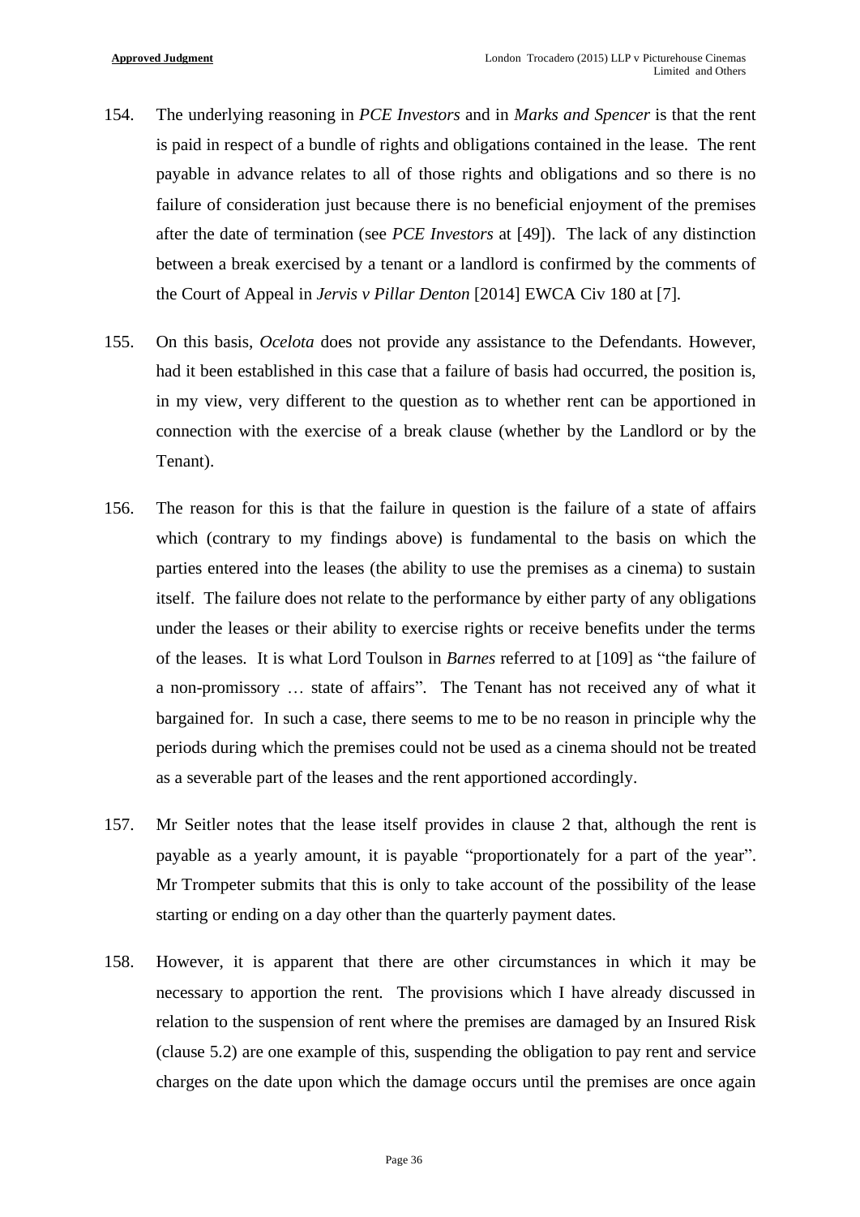154. The underlying reasoning in *PCE Investors* and in *Marks and Spencer* is that the rent is paid in respect of a bundle of rights and obligations contained in the lease. The rent payable in advance relates to all of those rights and obligations and so there is no failure of consideration just because there is no beneficial enjoyment of the premises after the date of termination (see *PCE Investors* at [49]). The lack of any distinction between a break exercised by a tenant or a landlord is confirmed by the comments of the Court of Appeal in *Jervis v Pillar Denton* [2014] EWCA Civ 180 at [7].

155. On this basis, *Ocelota* does not provide any assistance to the Defendants. However, had it been established in this case that a failure of basis had occurred, the position is, in my view, very different to the question as to whether rent can be apportioned in connection with the exercise of a break clause (whether by the Landlord or by the Tenant).

156. The reason for this is that the failure in question is the failure of a state of affairs which (contrary to my findings above) is fundamental to the basis on which the parties entered into the leases (the ability to use the premises as a cinema) to sustain itself. The failure does not relate to the performance by either party of any obligations under the leases or their ability to exercise rights or receive benefits under the terms of the leases. It is what Lord Toulson in *Barnes* referred to at [109] as "the failure of a non-promissory … state of affairs". The Tenant has not received any of what it bargained for. In such a case, there seems to me to be no reason in principle why the periods during which the premises could not be used as a cinema should not be treated as a severable part of the leases and the rent apportioned accordingly.

157. Mr Seitler notes that the lease itself provides in clause 2 that, although the rent is payable as a yearly amount, it is payable "proportionately for a part of the year". Mr Trompeter submits that this is only to take account of the possibility of the lease starting or ending on a day other than the quarterly payment dates.

158. However, it is apparent that there are other circumstances in which it may be necessary to apportion the rent. The provisions which I have already discussed in relation to the suspension of rent where the premises are damaged by an Insured Risk (clause 5.2) are one example of this, suspending the obligation to pay rent and service charges on the date upon which the damage occurs until the premises are once again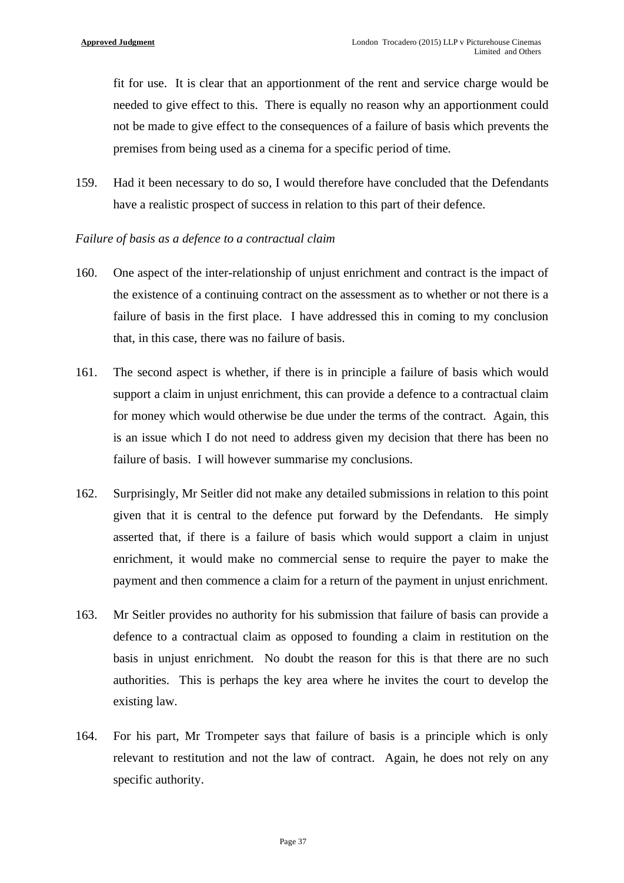fit for use. It is clear that an apportionment of the rent and service charge would be needed to give effect to this. There is equally no reason why an apportionment could not be made to give effect to the consequences of a failure of basis which prevents the premises from being used as a cinema for a specific period of time.

159. Had it been necessary to do so, I would therefore have concluded that the Defendants have a realistic prospect of success in relation to this part of their defence.

*Failure of basis as a defence to a contractual claim*

160. One aspect of the inter-relationship of unjust enrichment and contract is the impact of the existence of a continuing contract on the assessment as to whether or not there is a failure of basis in the first place. I have addressed this in coming to my conclusion that, in this case, there was no failure of basis.

161. The second aspect is whether, if there is in principle a failure of basis which would support a claim in unjust enrichment, this can provide a defence to a contractual claim for money which would otherwise be due under the terms of the contract. Again, this is an issue which I do not need to address given my decision that there has been no failure of basis. I will however summarise my conclusions.

162. Surprisingly, Mr Seitler did not make any detailed submissions in relation to this point given that it is central to the defence put forward by the Defendants. He simply asserted that, if there is a failure of basis which would support a claim in unjust enrichment, it would make no commercial sense to require the payer to make the payment and then commence a claim for a return of the payment in unjust enrichment.

163. Mr Seitler provides no authority for his submission that failure of basis can provide a defence to a contractual claim as opposed to founding a claim in restitution on the basis in unjust enrichment. No doubt the reason for this is that there are no such authorities. This is perhaps the key area where he invites the court to develop the existing law.

164. For his part, Mr Trompeter says that failure of basis is a principle which is only relevant to restitution and not the law of contract. Again, he does not rely on any specific authority.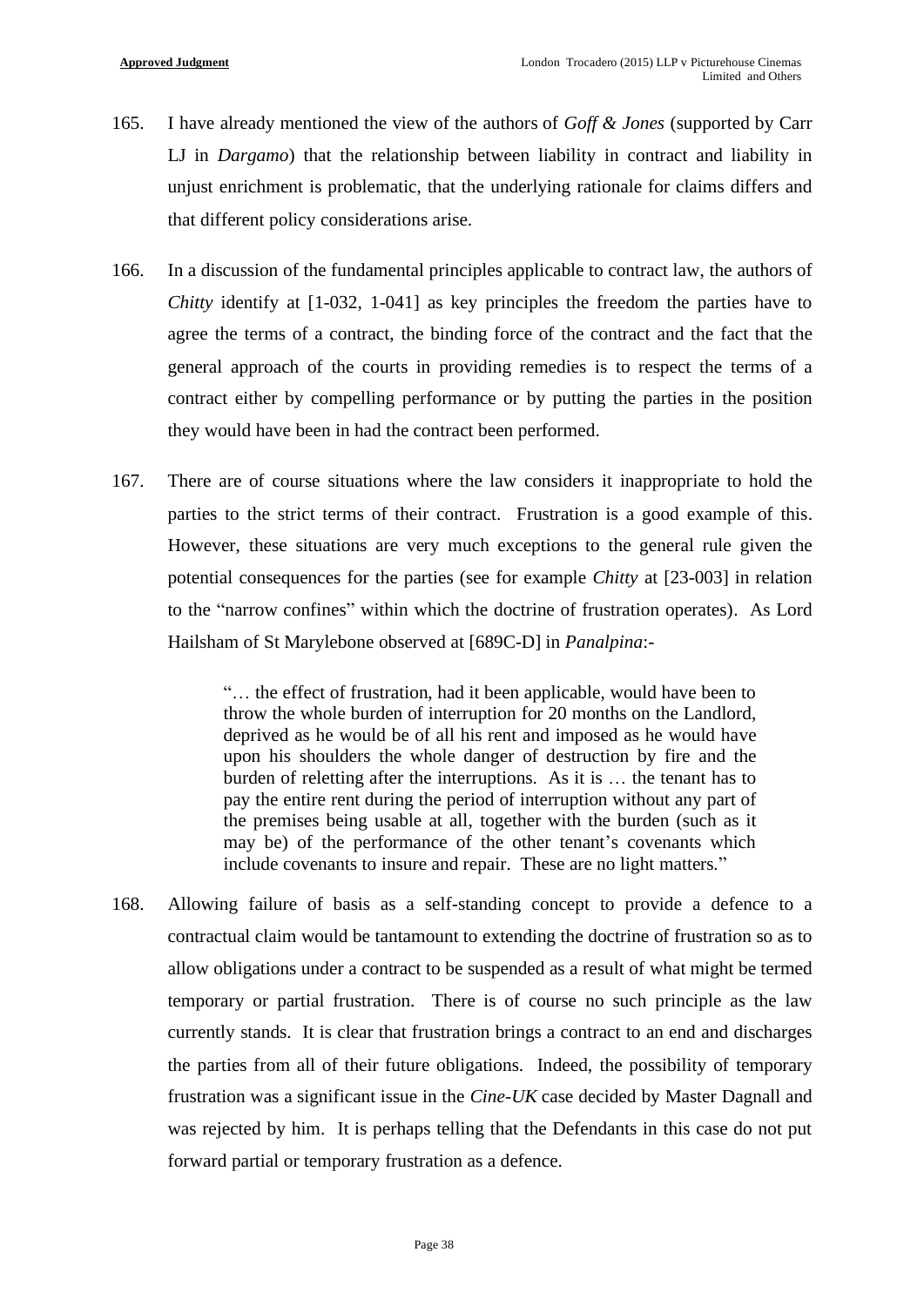165. I have already mentioned the view of the authors of *Goff & Jones* (supported by Carr LJ in *Dargamo*) that the relationship between liability in contract and liability in unjust enrichment is problematic, that the underlying rationale for claims differs and that different policy considerations arise.

166. In a discussion of the fundamental principles applicable to contract law, the authors of *Chitty* identify at [1-032, 1-041] as key principles the freedom the parties have to agree the terms of a contract, the binding force of the contract and the fact that the general approach of the courts in providing remedies is to respect the terms of a contract either by compelling performance or by putting the parties in the position they would have been in had the contract been performed.

167. There are of course situations where the law considers it inappropriate to hold the parties to the strict terms of their contract. Frustration is a good example of this. However, these situations are very much exceptions to the general rule given the potential consequences for the parties (see for example *Chitty* at [23-003] in relation to the "narrow confines" within which the doctrine of frustration operates). As Lord Hailsham of St Marylebone observed at [689C-D] in *Panalpina*:-

> "… the effect of frustration, had it been applicable, would have been to throw the whole burden of interruption for 20 months on the Landlord, deprived as he would be of all his rent and imposed as he would have upon his shoulders the whole danger of destruction by fire and the burden of reletting after the interruptions. As it is … the tenant has to pay the entire rent during the period of interruption without any part of the premises being usable at all, together with the burden (such as it may be) of the performance of the other tenant's covenants which include covenants to insure and repair. These are no light matters."

168. Allowing failure of basis as a self-standing concept to provide a defence to a contractual claim would be tantamount to extending the doctrine of frustration so as to allow obligations under a contract to be suspended as a result of what might be termed temporary or partial frustration. There is of course no such principle as the law currently stands. It is clear that frustration brings a contract to an end and discharges the parties from all of their future obligations. Indeed, the possibility of temporary frustration was a significant issue in the *Cine-UK* case decided by Master Dagnall and was rejected by him. It is perhaps telling that the Defendants in this case do not put forward partial or temporary frustration as a defence.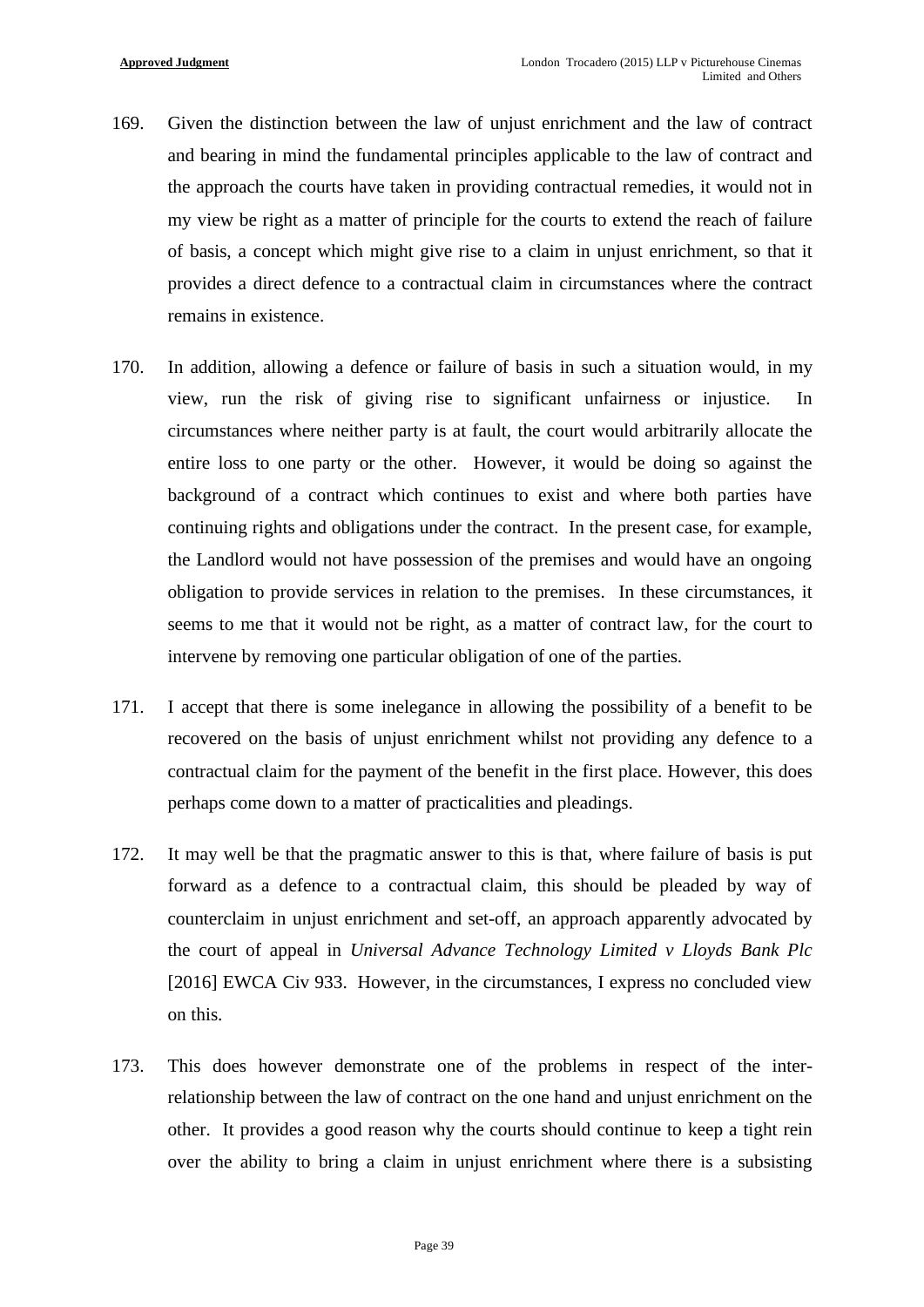169. Given the distinction between the law of unjust enrichment and the law of contract and bearing in mind the fundamental principles applicable to the law of contract and the approach the courts have taken in providing contractual remedies, it would not in my view be right as a matter of principle for the courts to extend the reach of failure of basis, a concept which might give rise to a claim in unjust enrichment, so that it provides a direct defence to a contractual claim in circumstances where the contract remains in existence.

170. In addition, allowing a defence or failure of basis in such a situation would, in my view, run the risk of giving rise to significant unfairness or injustice. In circumstances where neither party is at fault, the court would arbitrarily allocate the entire loss to one party or the other. However, it would be doing so against the background of a contract which continues to exist and where both parties have continuing rights and obligations under the contract. In the present case, for example, the Landlord would not have possession of the premises and would have an ongoing obligation to provide services in relation to the premises. In these circumstances, it seems to me that it would not be right, as a matter of contract law, for the court to intervene by removing one particular obligation of one of the parties.

171. I accept that there is some inelegance in allowing the possibility of a benefit to be recovered on the basis of unjust enrichment whilst not providing any defence to a contractual claim for the payment of the benefit in the first place. However, this does perhaps come down to a matter of practicalities and pleadings.

172. It may well be that the pragmatic answer to this is that, where failure of basis is put forward as a defence to a contractual claim, this should be pleaded by way of counterclaim in unjust enrichment and set-off, an approach apparently advocated by the court of appeal in *Universal Advance Technology Limited v Lloyds Bank Plc* [2016] EWCA Civ 933. However, in the circumstances, I express no concluded view on this.

173. This does however demonstrate one of the problems in respect of the inter-relationship between the law of contract on the one hand and unjust enrichment on the other. It provides a good reason why the courts should continue to keep a tight rein over the ability to bring a claim in unjust enrichment where there is a subsisting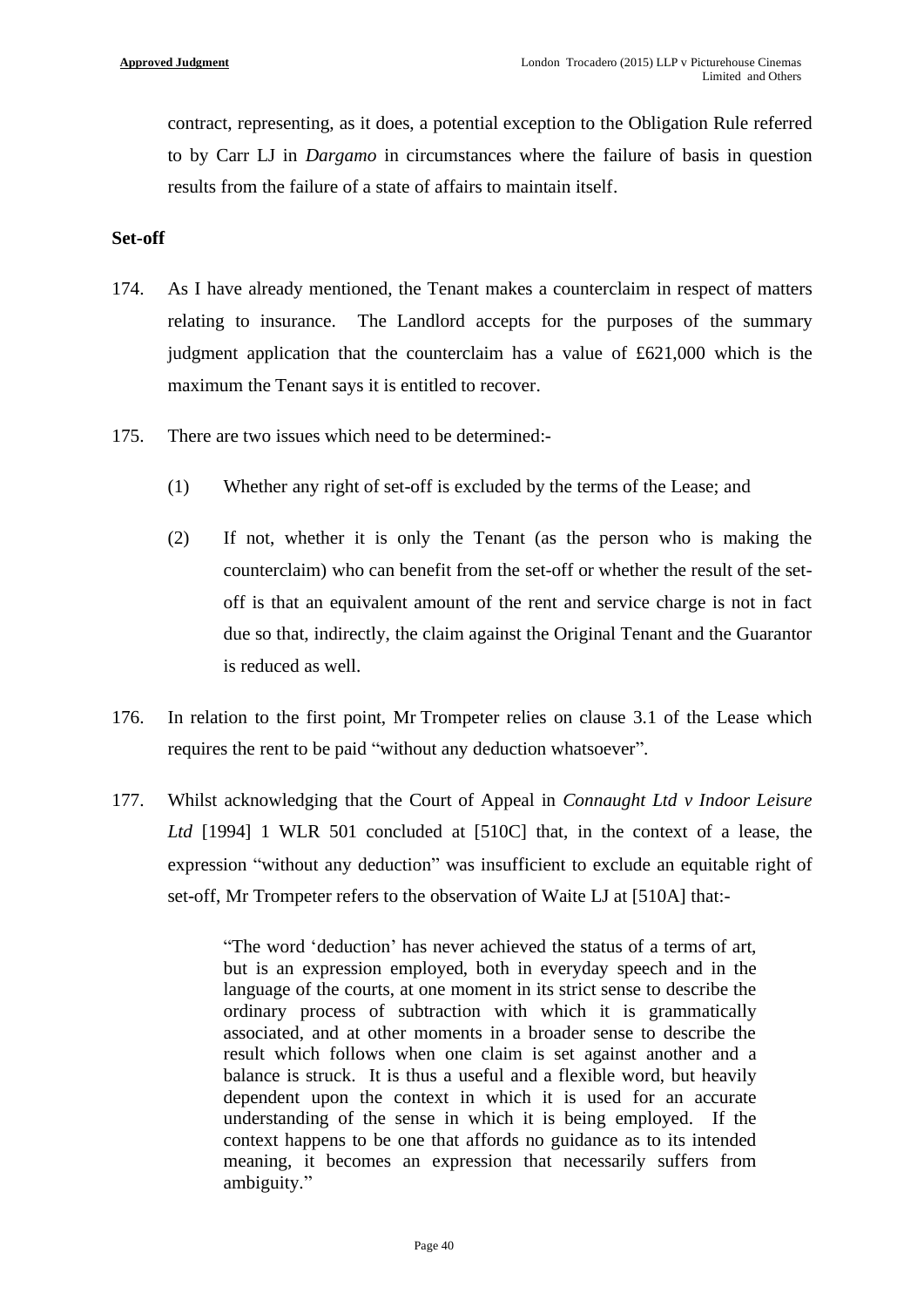contract, representing, as it does, a potential exception to the Obligation Rule referred to by Carr LJ in *Dargamo* in circumstances where the failure of basis in question results from the failure of a state of affairs to maintain itself.

**Set-off**

174. As I have already mentioned, the Tenant makes a counterclaim in respect of matters relating to insurance. The Landlord accepts for the purposes of the summary judgment application that the counterclaim has a value of £621,000 which is the maximum the Tenant says it is entitled to recover.

175. There are two issues which need to be determined:-

(1) Whether any right of set-off is excluded by the terms of the Lease; and

(2) If not, whether it is only the Tenant (as the person who is making the counterclaim) who can benefit from the set-off or whether the result of the set-off is that an equivalent amount of the rent and service charge is not in fact due so that, indirectly, the claim against the Original Tenant and the Guarantor is reduced as well.

176. In relation to the first point, Mr Trompeter relies on clause 3.1 of the Lease which requires the rent to be paid "without any deduction whatsoever".

177. Whilst acknowledging that the Court of Appeal in *Connaught Ltd v Indoor Leisure Ltd* [1994] 1 WLR 501 concluded at [510C] that, in the context of a lease, the expression "without any deduction" was insufficient to exclude an equitable right of set-off, Mr Trompeter refers to the observation of Waite LJ at [510A] that:-

> "The word 'deduction' has never achieved the status of a terms of art, but is an expression employed, both in everyday speech and in the language of the courts, at one moment in its strict sense to describe the ordinary process of subtraction with which it is grammatically associated, and at other moments in a broader sense to describe the result which follows when one claim is set against another and a balance is struck. It is thus a useful and a flexible word, but heavily dependent upon the context in which it is used for an accurate understanding of the sense in which it is being employed. If the context happens to be one that affords no guidance as to its intended meaning, it becomes an expression that necessarily suffers from ambiguity."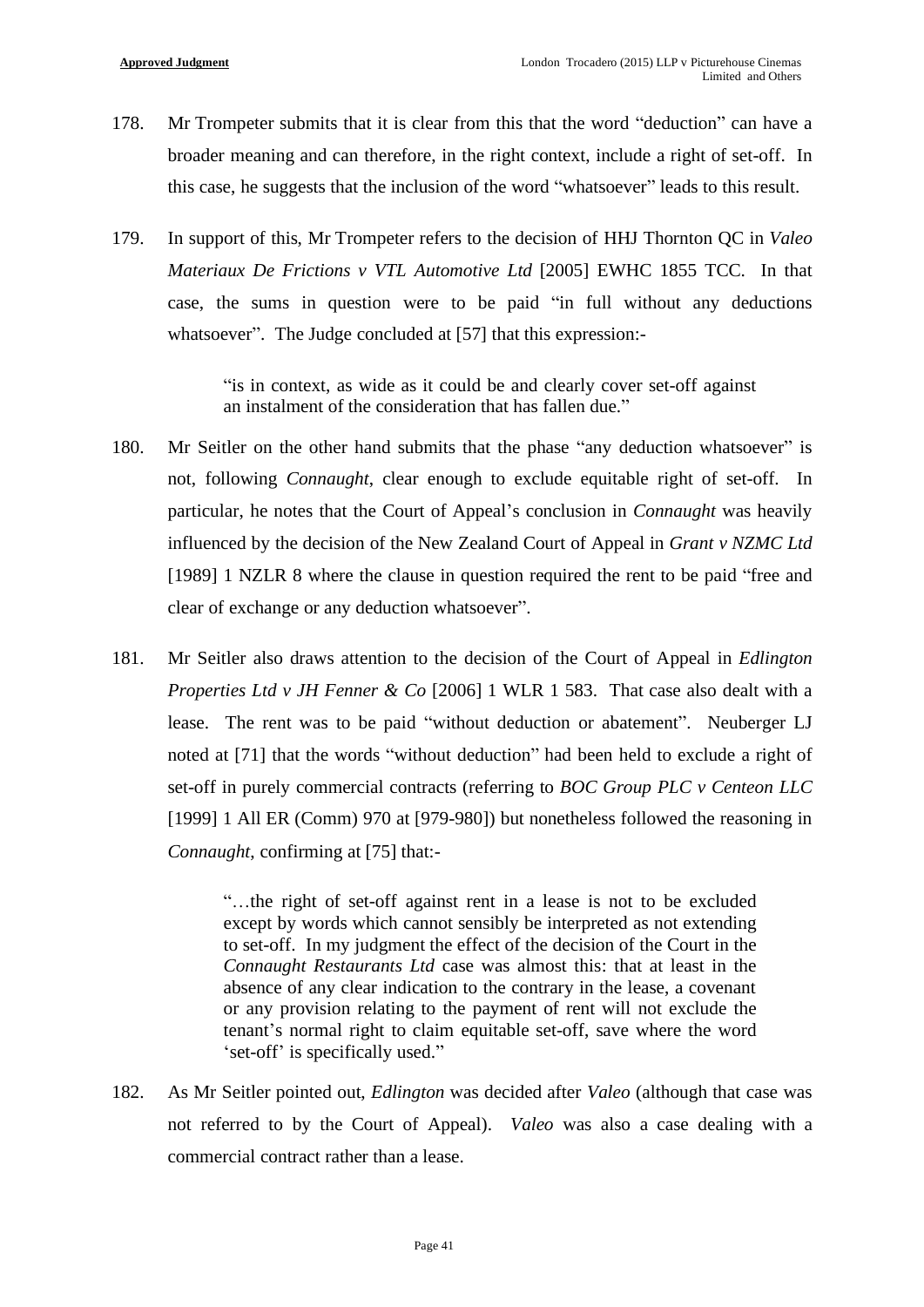178. Mr Trompeter submits that it is clear from this that the word "deduction" can have a broader meaning and can therefore, in the right context, include a right of set-off. In this case, he suggests that the inclusion of the word "whatsoever" leads to this result.

179. In support of this, Mr Trompeter refers to the decision of HHJ Thornton QC in *Valeo Materiaux De Frictions v VTL Automotive Ltd* [2005] EWHC 1855 TCC. In that case, the sums in question were to be paid "in full without any deductions whatsoever". The Judge concluded at [57] that this expression:-

> "is in context, as wide as it could be and clearly cover set-off against an instalment of the consideration that has fallen due."

180. Mr Seitler on the other hand submits that the phase "any deduction whatsoever" is not, following *Connaught*, clear enough to exclude equitable right of set-off. In particular, he notes that the Court of Appeal's conclusion in *Connaught* was heavily influenced by the decision of the New Zealand Court of Appeal in *Grant v NZMC Ltd* [1989] 1 NZLR 8 where the clause in question required the rent to be paid "free and clear of exchange or any deduction whatsoever".

181. Mr Seitler also draws attention to the decision of the Court of Appeal in *Edlington Properties Ltd v JH Fenner & Co* [2006] 1 WLR 1 583. That case also dealt with a lease. The rent was to be paid "without deduction or abatement". Neuberger LJ noted at [71] that the words "without deduction" had been held to exclude a right of set-off in purely commercial contracts (referring to *BOC Group PLC v Centeon LLC* [1999] 1 All ER (Comm) 970 at [979-980]) but nonetheless followed the reasoning in *Connaught*, confirming at [75] that:-

> "…the right of set-off against rent in a lease is not to be excluded except by words which cannot sensibly be interpreted as not extending to set-off. In my judgment the effect of the decision of the Court in the *Connaught Restaurants Ltd* case was almost this: that at least in the absence of any clear indication to the contrary in the lease, a covenant or any provision relating to the payment of rent will not exclude the tenant's normal right to claim equitable set-off, save where the word 'set-off' is specifically used."

182. As Mr Seitler pointed out, *Edlington* was decided after *Valeo* (although that case was not referred to by the Court of Appeal). *Valeo* was also a case dealing with a commercial contract rather than a lease.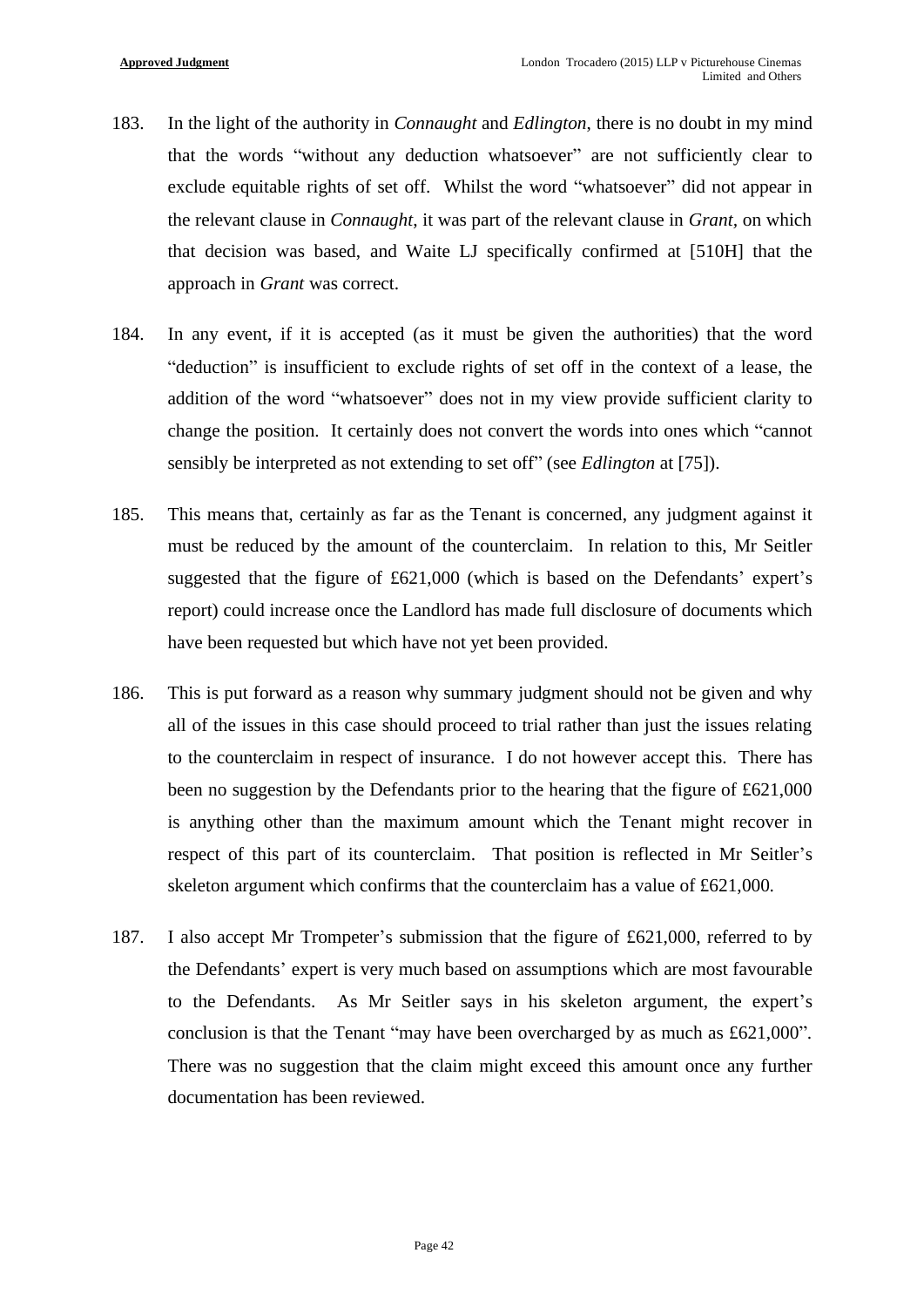183. In the light of the authority in *Connaught* and *Edlington*, there is no doubt in my mind that the words "without any deduction whatsoever" are not sufficiently clear to exclude equitable rights of set off. Whilst the word "whatsoever" did not appear in the relevant clause in *Connaught*, it was part of the relevant clause in *Grant*, on which that decision was based, and Waite LJ specifically confirmed at [510H] that the approach in *Grant* was correct.

184. In any event, if it is accepted (as it must be given the authorities) that the word "deduction" is insufficient to exclude rights of set off in the context of a lease, the addition of the word "whatsoever" does not in my view provide sufficient clarity to change the position. It certainly does not convert the words into ones which "cannot sensibly be interpreted as not extending to set off" (see *Edlington* at [75]).

185. This means that, certainly as far as the Tenant is concerned, any judgment against it must be reduced by the amount of the counterclaim. In relation to this, Mr Seitler suggested that the figure of £621,000 (which is based on the Defendants' expert's report) could increase once the Landlord has made full disclosure of documents which have been requested but which have not yet been provided.

186. This is put forward as a reason why summary judgment should not be given and why all of the issues in this case should proceed to trial rather than just the issues relating to the counterclaim in respect of insurance. I do not however accept this. There has been no suggestion by the Defendants prior to the hearing that the figure of £621,000 is anything other than the maximum amount which the Tenant might recover in respect of this part of its counterclaim. That position is reflected in Mr Seitler's skeleton argument which confirms that the counterclaim has a value of £621,000.

187. I also accept Mr Trompeter's submission that the figure of £621,000, referred to by the Defendants' expert is very much based on assumptions which are most favourable to the Defendants. As Mr Seitler says in his skeleton argument, the expert's conclusion is that the Tenant "may have been overcharged by as much as £621,000". There was no suggestion that the claim might exceed this amount once any further documentation has been reviewed.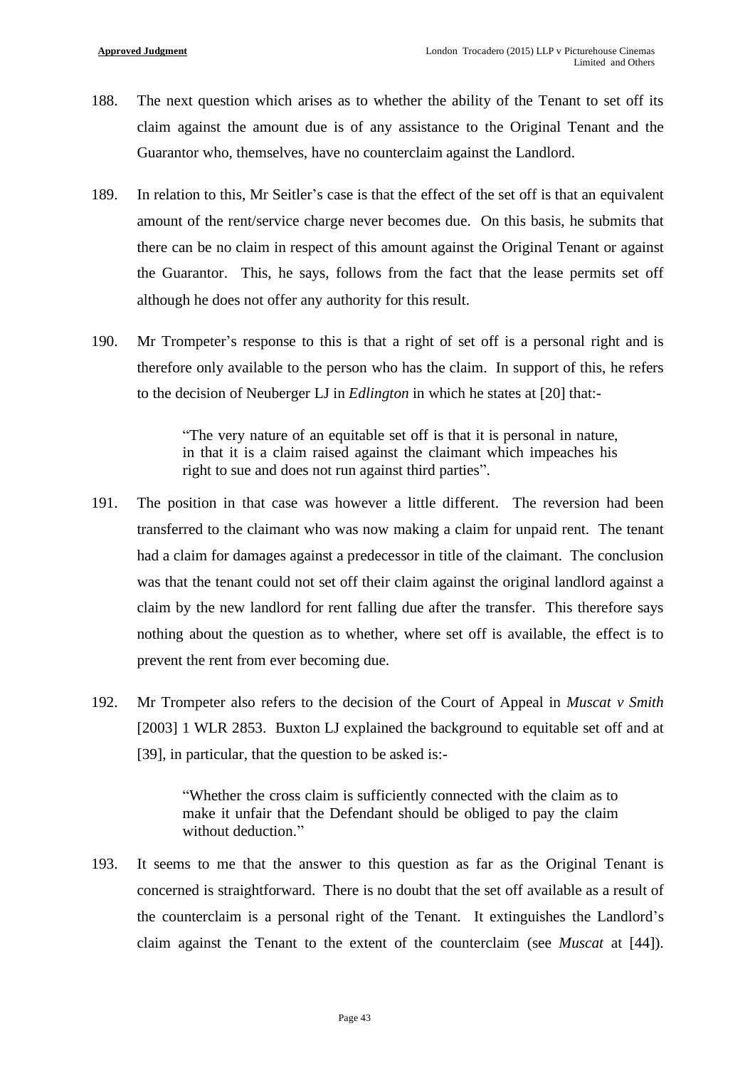188. The next question which arises as to whether the ability of the Tenant to set off its claim against the amount due is of any assistance to the Original Tenant and the Guarantor who, themselves, have no counterclaim against the Landlord.

189. In relation to this, Mr Seitler's case is that the effect of the set off is that an equivalent amount of the rent/service charge never becomes due. On this basis, he submits that there can be no claim in respect of this amount against the Original Tenant or against the Guarantor. This, he says, follows from the fact that the lease permits set off although he does not offer any authority for this result.

190. Mr Trompeter's response to this is that a right of set off is a personal right and is therefore only available to the person who has the claim. In support of this, he refers to the decision of Neuberger LJ in *Edlington* in which he states at [20] that:-

> "The very nature of an equitable set off is that it is personal in nature, in that it is a claim raised against the claimant which impeaches his right to sue and does not run against third parties".

191. The position in that case was however a little different. The reversion had been transferred to the claimant who was now making a claim for unpaid rent. The tenant had a claim for damages against a predecessor in title of the claimant. The conclusion was that the tenant could not set off their claim against the original landlord against a claim by the new landlord for rent falling due after the transfer. This therefore says nothing about the question as to whether, where set off is available, the effect is to prevent the rent from ever becoming due.

192. Mr Trompeter also refers to the decision of the Court of Appeal in *Muscat v Smith* [2003] 1 WLR 2853. Buxton LJ explained the background to equitable set off and at [39], in particular, that the question to be asked is:-

> "Whether the cross claim is sufficiently connected with the claim as to make it unfair that the Defendant should be obliged to pay the claim without deduction."

193. It seems to me that the answer to this question as far as the Original Tenant is concerned is straightforward. There is no doubt that the set off available as a result of the counterclaim is a personal right of the Tenant. It extinguishes the Landlord's claim against the Tenant to the extent of the counterclaim (see *Muscat* at [44]).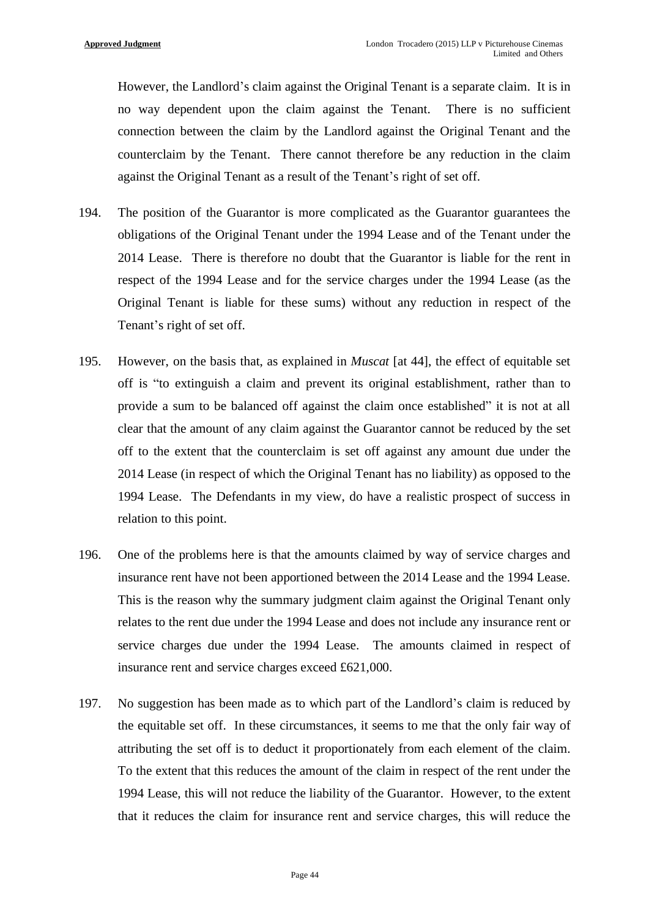However, the Landlord's claim against the Original Tenant is a separate claim. It is in no way dependent upon the claim against the Tenant. There is no sufficient connection between the claim by the Landlord against the Original Tenant and the counterclaim by the Tenant. There cannot therefore be any reduction in the claim against the Original Tenant as a result of the Tenant's right of set off.

194. The position of the Guarantor is more complicated as the Guarantor guarantees the obligations of the Original Tenant under the 1994 Lease and of the Tenant under the 2014 Lease. There is therefore no doubt that the Guarantor is liable for the rent in respect of the 1994 Lease and for the service charges under the 1994 Lease (as the Original Tenant is liable for these sums) without any reduction in respect of the Tenant's right of set off.

195. However, on the basis that, as explained in *Muscat* [at 44], the effect of equitable set off is "to extinguish a claim and prevent its original establishment, rather than to provide a sum to be balanced off against the claim once established" it is not at all clear that the amount of any claim against the Guarantor cannot be reduced by the set off to the extent that the counterclaim is set off against any amount due under the 2014 Lease (in respect of which the Original Tenant has no liability) as opposed to the 1994 Lease. The Defendants in my view, do have a realistic prospect of success in relation to this point.

196. One of the problems here is that the amounts claimed by way of service charges and insurance rent have not been apportioned between the 2014 Lease and the 1994 Lease. This is the reason why the summary judgment claim against the Original Tenant only relates to the rent due under the 1994 Lease and does not include any insurance rent or service charges due under the 1994 Lease. The amounts claimed in respect of insurance rent and service charges exceed £621,000.

197. No suggestion has been made as to which part of the Landlord's claim is reduced by the equitable set off. In these circumstances, it seems to me that the only fair way of attributing the set off is to deduct it proportionately from each element of the claim. To the extent that this reduces the amount of the claim in respect of the rent under the 1994 Lease, this will not reduce the liability of the Guarantor. However, to the extent that it reduces the claim for insurance rent and service charges, this will reduce the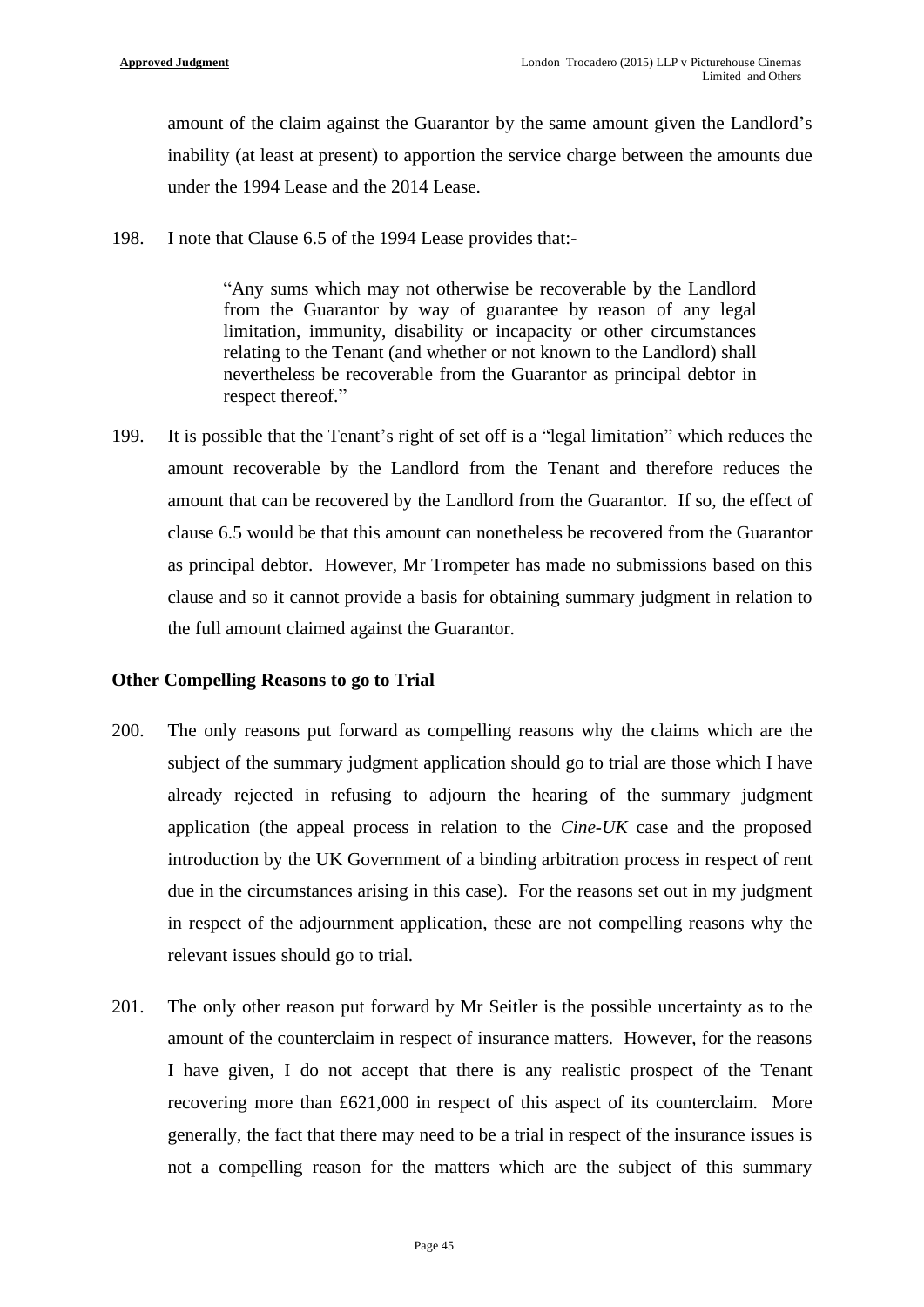amount of the claim against the Guarantor by the same amount given the Landlord's inability (at least at present) to apportion the service charge between the amounts due under the 1994 Lease and the 2014 Lease.

198. I note that Clause 6.5 of the 1994 Lease provides that:-

> "Any sums which may not otherwise be recoverable by the Landlord from the Guarantor by way of guarantee by reason of any legal limitation, immunity, disability or incapacity or other circumstances relating to the Tenant (and whether or not known to the Landlord) shall nevertheless be recoverable from the Guarantor as principal debtor in respect thereof."

199. It is possible that the Tenant's right of set off is a "legal limitation" which reduces the amount recoverable by the Landlord from the Tenant and therefore reduces the amount that can be recovered by the Landlord from the Guarantor. If so, the effect of clause 6.5 would be that this amount can nonetheless be recovered from the Guarantor as principal debtor. However, Mr Trompeter has made no submissions based on this clause and so it cannot provide a basis for obtaining summary judgment in relation to the full amount claimed against the Guarantor.

**Other Compelling Reasons to go to Trial**

200. The only reasons put forward as compelling reasons why the claims which are the subject of the summary judgment application should go to trial are those which I have already rejected in refusing to adjourn the hearing of the summary judgment application (the appeal process in relation to the *Cine-UK* case and the proposed introduction by the UK Government of a binding arbitration process in respect of rent due in the circumstances arising in this case). For the reasons set out in my judgment in respect of the adjournment application, these are not compelling reasons why the relevant issues should go to trial.

201. The only other reason put forward by Mr Seitler is the possible uncertainty as to the amount of the counterclaim in respect of insurance matters. However, for the reasons I have given, I do not accept that there is any realistic prospect of the Tenant recovering more than £621,000 in respect of this aspect of its counterclaim. More generally, the fact that there may need to be a trial in respect of the insurance issues is not a compelling reason for the matters which are the subject of this summary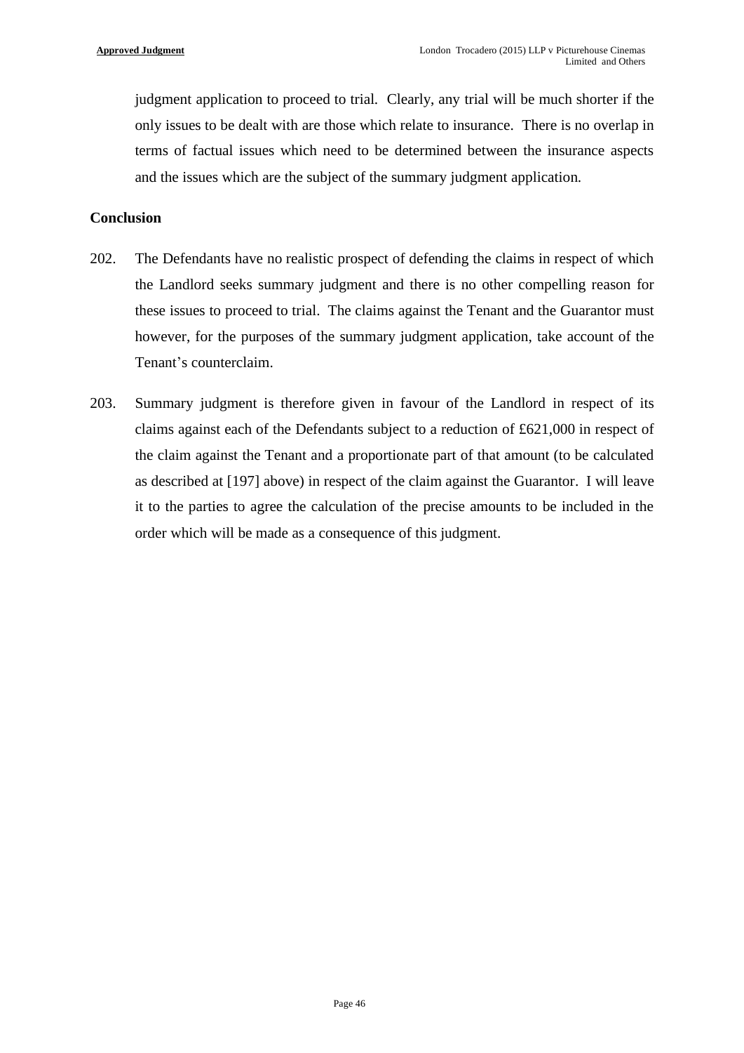judgment application to proceed to trial. Clearly, any trial will be much shorter if the only issues to be dealt with are those which relate to insurance. There is no overlap in terms of factual issues which need to be determined between the insurance aspects and the issues which are the subject of the summary judgment application.

## Conclusion

202. The Defendants have no realistic prospect of defending the claims in respect of which the Landlord seeks summary judgment and there is no other compelling reason for these issues to proceed to trial. The claims against the Tenant and the Guarantor must however, for the purposes of the summary judgment application, take account of the Tenant's counterclaim.

203. Summary judgment is therefore given in favour of the Landlord in respect of its claims against each of the Defendants subject to a reduction of £621,000 in respect of the claim against the Tenant and a proportionate part of that amount (to be calculated as described at [197] above) in respect of the claim against the Guarantor. I will leave it to the parties to agree the calculation of the precise amounts to be included in the order which will be made as a consequence of this judgment.